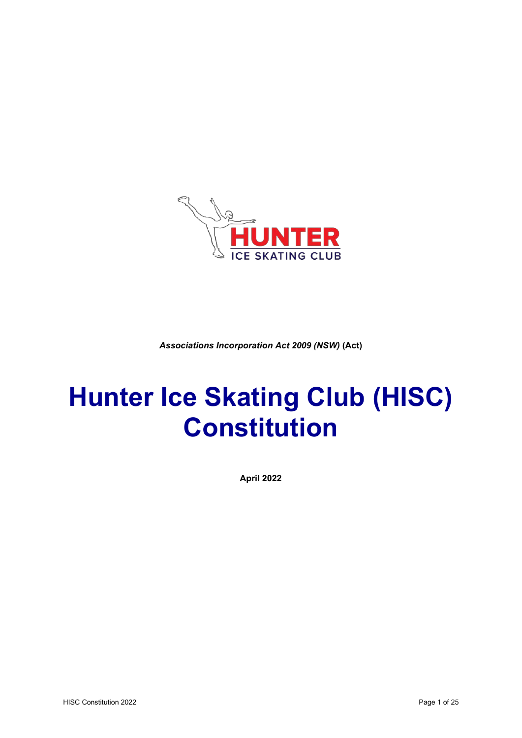*Associations Incorporation Act 2009 (NSW)* **(Act)**

# Hunter Ice Skating Club (HISC) Constitution

**April 2022**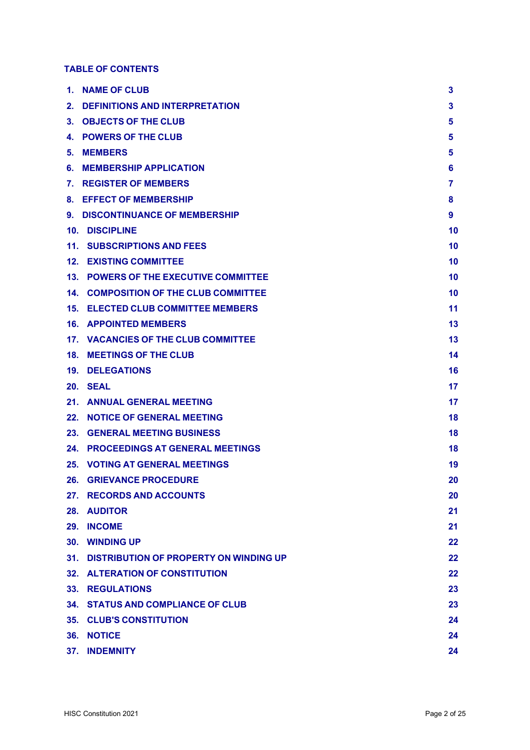**TABLE OF CONTENTS**

| | | |
|---|---|---|
| 1. | NAME OF CLUB | 3 |
| 2. | DEFINITIONS AND INTERPRETATION | 3 |
| 3. | OBJECTS OF THE CLUB | 5 |
| 4. | POWERS OF THE CLUB | 5 |
| 5. | MEMBERS | 5 |
| 6. | MEMBERSHIP APPLICATION | 6 |
| 7. | REGISTER OF MEMBERS | 7 |
| 8. | EFFECT OF MEMBERSHIP | 8 |
| 9. | DISCONTINUANCE OF MEMBERSHIP | 9 |
| 10. | DISCIPLINE | 10 |
| 11. | SUBSCRIPTIONS AND FEES | 10 |
| 12. | EXISTING COMMITTEE | 10 |
| 13. | POWERS OF THE EXECUTIVE COMMITTEE | 10 |
| 14. | COMPOSITION OF THE CLUB COMMITTEE | 10 |
| 15. | ELECTED CLUB COMMITTEE MEMBERS | 11 |
| 16. | APPOINTED MEMBERS | 13 |
| 17. | VACANCIES OF THE CLUB COMMITTEE | 13 |
| 18. | MEETINGS OF THE CLUB | 14 |
| 19. | DELEGATIONS | 16 |
| 20. | SEAL | 17 |
| 21. | ANNUAL GENERAL MEETING | 17 |
| 22. | NOTICE OF GENERAL MEETING | 18 |
| 23. | GENERAL MEETING BUSINESS | 18 |
| 24. | PROCEEDINGS AT GENERAL MEETINGS | 18 |
| 25. | VOTING AT GENERAL MEETINGS | 19 |
| 26. | GRIEVANCE PROCEDURE | 20 |
| 27. | RECORDS AND ACCOUNTS | 20 |
| 28. | AUDITOR | 21 |
| 29. | INCOME | 21 |
| 30. | WINDING UP | 22 |
| 31. | DISTRIBUTION OF PROPERTY ON WINDING UP | 22 |
| 32. | ALTERATION OF CONSTITUTION | 22 |
| 33. | REGULATIONS | 23 |
| 34. | STATUS AND COMPLIANCE OF CLUB | 23 |
| 35. | CLUB'S CONSTITUTION | 24 |
| 36. | NOTICE | 24 |
| 37. | INDEMNITY | 24 |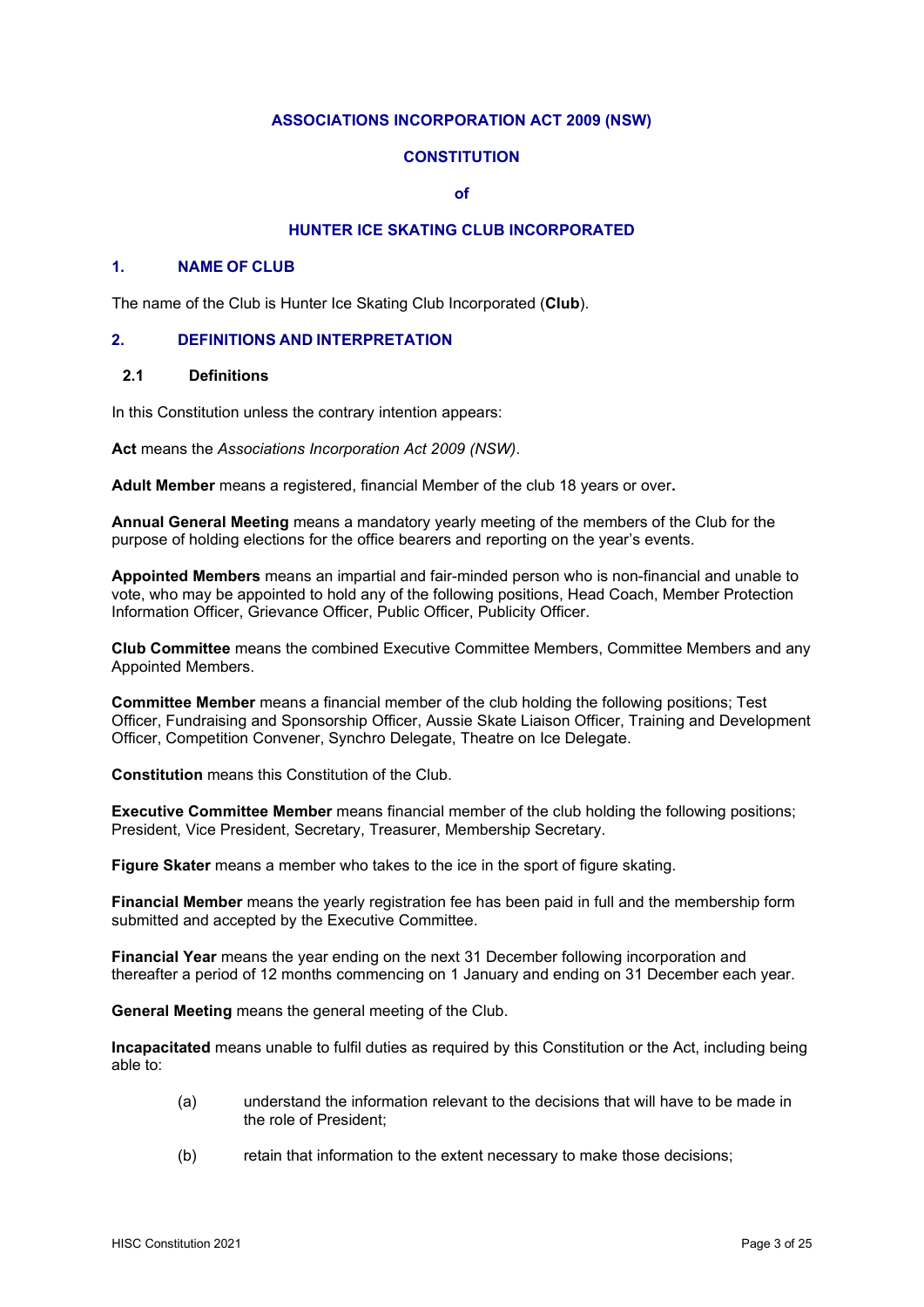**ASSOCIATIONS INCORPORATION ACT 2009 (NSW)**

**CONSTITUTION**

**of**

**HUNTER ICE SKATING CLUB INCORPORATED**

## 1. NAME OF CLUB

The name of the Club is Hunter Ice Skating Club Incorporated (**Club**).

## 2. DEFINITIONS AND INTERPRETATION

### 2.1 Definitions

In this Constitution unless the contrary intention appears:

**Act** means the *Associations Incorporation Act 2009 (NSW)*.

**Adult Member** means a registered, financial Member of the club 18 years or over**.**

**Annual General Meeting** means a mandatory yearly meeting of the members of the Club for the purpose of holding elections for the office bearers and reporting on the year's events.

**Appointed Members** means an impartial and fair-minded person who is non-financial and unable to vote, who may be appointed to hold any of the following positions, Head Coach, Member Protection Information Officer, Grievance Officer, Public Officer, Publicity Officer.

**Club Committee** means the combined Executive Committee Members, Committee Members and any Appointed Members.

**Committee Member** means a financial member of the club holding the following positions; Test Officer, Fundraising and Sponsorship Officer, Aussie Skate Liaison Officer, Training and Development Officer, Competition Convener, Synchro Delegate, Theatre on Ice Delegate.

**Constitution** means this Constitution of the Club.

**Executive Committee Member** means financial member of the club holding the following positions; President, Vice President, Secretary, Treasurer, Membership Secretary.

**Figure Skater** means a member who takes to the ice in the sport of figure skating.

**Financial Member** means the yearly registration fee has been paid in full and the membership form submitted and accepted by the Executive Committee.

**Financial Year** means the year ending on the next 31 December following incorporation and thereafter a period of 12 months commencing on 1 January and ending on 31 December each year.

**General Meeting** means the general meeting of the Club.

**Incapacitated** means unable to fulfil duties as required by this Constitution or the Act, including being able to:

(a) understand the information relevant to the decisions that will have to be made in the role of President;

(b) retain that information to the extent necessary to make those decisions;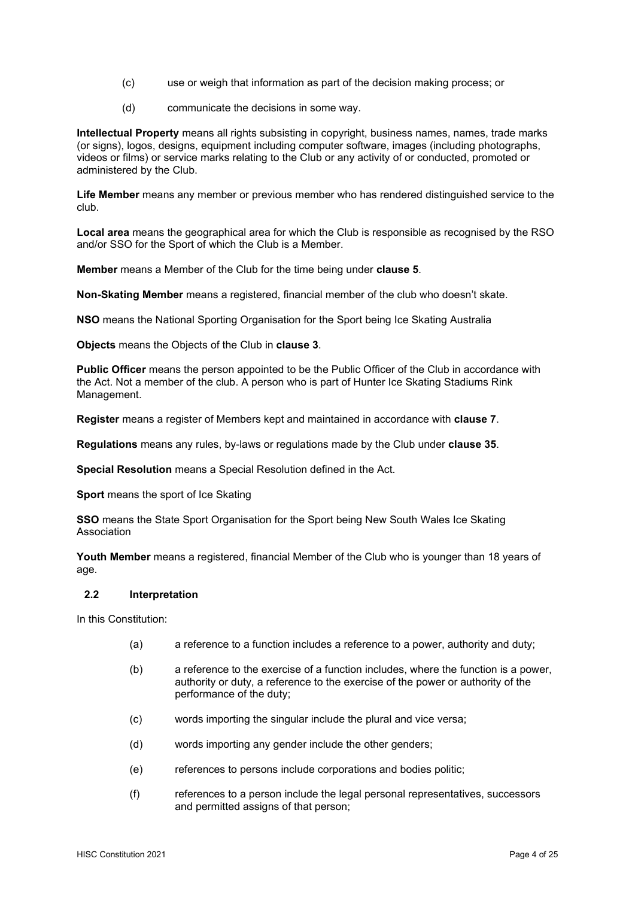(c) use or weigh that information as part of the decision making process; or

(d) communicate the decisions in some way.

**Intellectual Property** means all rights subsisting in copyright, business names, names, trade marks (or signs), logos, designs, equipment including computer software, images (including photographs, videos or films) or service marks relating to the Club or any activity of or conducted, promoted or administered by the Club.

**Life Member** means any member or previous member who has rendered distinguished service to the club.

**Local area** means the geographical area for which the Club is responsible as recognised by the RSO and/or SSO for the Sport of which the Club is a Member.

**Member** means a Member of the Club for the time being under **clause 5**.

**Non-Skating Member** means a registered, financial member of the club who doesn't skate.

**NSO** means the National Sporting Organisation for the Sport being Ice Skating Australia

**Objects** means the Objects of the Club in **clause 3**.

**Public Officer** means the person appointed to be the Public Officer of the Club in accordance with the Act. Not a member of the club. A person who is part of Hunter Ice Skating Stadiums Rink Management.

**Register** means a register of Members kept and maintained in accordance with **clause 7**.

**Regulations** means any rules, by-laws or regulations made by the Club under **clause 35**.

**Special Resolution** means a Special Resolution defined in the Act.

**Sport** means the sport of Ice Skating

**SSO** means the State Sport Organisation for the Sport being New South Wales Ice Skating Association

**Youth Member** means a registered, financial Member of the Club who is younger than 18 years of age.

### 2.2 Interpretation

In this Constitution:

(a) a reference to a function includes a reference to a power, authority and duty;

(b) a reference to the exercise of a function includes, where the function is a power, authority or duty, a reference to the exercise of the power or authority of the performance of the duty;

(c) words importing the singular include the plural and vice versa;

(d) words importing any gender include the other genders;

(e) references to persons include corporations and bodies politic;

(f) references to a person include the legal personal representatives, successors and permitted assigns of that person;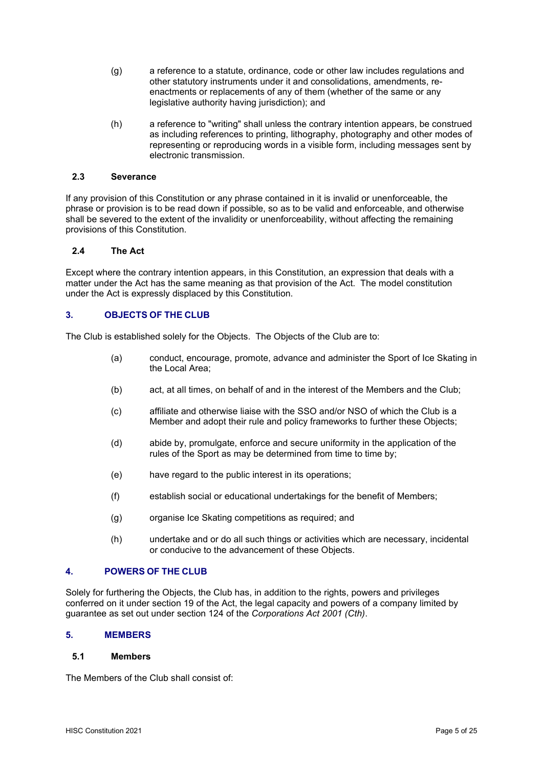(g) a reference to a statute, ordinance, code or other law includes regulations and other statutory instruments under it and consolidations, amendments, re-enactments or replacements of any of them (whether of the same or any legislative authority having jurisdiction); and

(h) a reference to "writing" shall unless the contrary intention appears, be construed as including references to printing, lithography, photography and other modes of representing or reproducing words in a visible form, including messages sent by electronic transmission.

### 2.3 Severance

If any provision of this Constitution or any phrase contained in it is invalid or unenforceable, the phrase or provision is to be read down if possible, so as to be valid and enforceable, and otherwise shall be severed to the extent of the invalidity or unenforceability, without affecting the remaining provisions of this Constitution.

### 2.4 The Act

Except where the contrary intention appears, in this Constitution, an expression that deals with a matter under the Act has the same meaning as that provision of the Act. The model constitution under the Act is expressly displaced by this Constitution.

## 3. OBJECTS OF THE CLUB

The Club is established solely for the Objects. The Objects of the Club are to:

(a) conduct, encourage, promote, advance and administer the Sport of Ice Skating in the Local Area;

(b) act, at all times, on behalf of and in the interest of the Members and the Club;

(c) affiliate and otherwise liaise with the SSO and/or NSO of which the Club is a Member and adopt their rule and policy frameworks to further these Objects;

(d) abide by, promulgate, enforce and secure uniformity in the application of the rules of the Sport as may be determined from time to time by;

(e) have regard to the public interest in its operations;

(f) establish social or educational undertakings for the benefit of Members;

(g) organise Ice Skating competitions as required; and

(h) undertake and or do all such things or activities which are necessary, incidental or conducive to the advancement of these Objects.

## 4. POWERS OF THE CLUB

Solely for furthering the Objects, the Club has, in addition to the rights, powers and privileges conferred on it under section 19 of the Act, the legal capacity and powers of a company limited by guarantee as set out under section 124 of the *Corporations Act 2001 (Cth)*.

## 5. MEMBERS

### 5.1 Members

The Members of the Club shall consist of: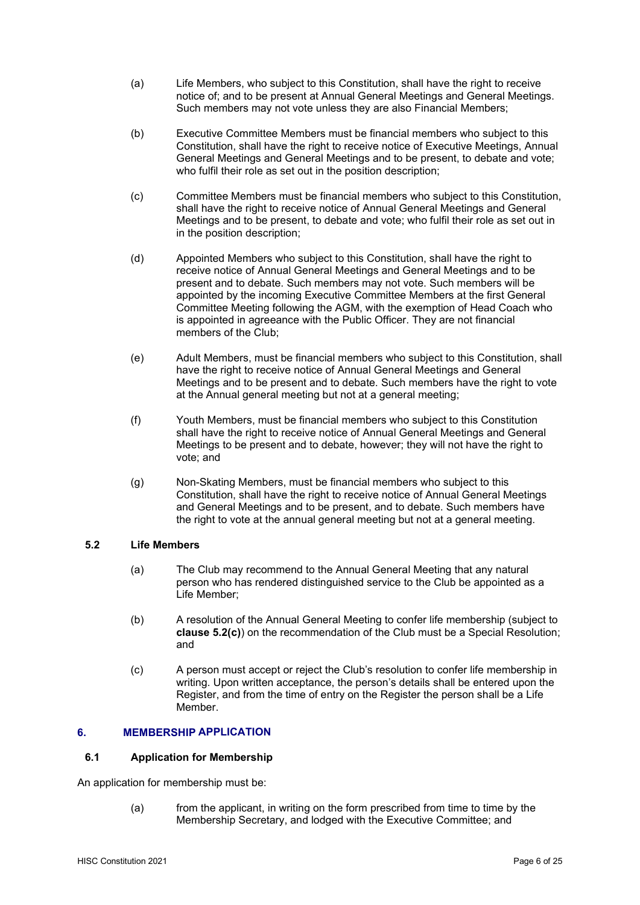(a) Life Members, who subject to this Constitution, shall have the right to receive notice of; and to be present at Annual General Meetings and General Meetings. Such members may not vote unless they are also Financial Members;

(b) Executive Committee Members must be financial members who subject to this Constitution, shall have the right to receive notice of Executive Meetings, Annual General Meetings and General Meetings and to be present, to debate and vote; who fulfil their role as set out in the position description;

(c) Committee Members must be financial members who subject to this Constitution, shall have the right to receive notice of Annual General Meetings and General Meetings and to be present, to debate and vote; who fulfil their role as set out in in the position description;

(d) Appointed Members who subject to this Constitution, shall have the right to receive notice of Annual General Meetings and General Meetings and to be present and to debate. Such members may not vote. Such members will be appointed by the incoming Executive Committee Members at the first General Committee Meeting following the AGM, with the exemption of Head Coach who is appointed in agreeance with the Public Officer. They are not financial members of the Club;

(e) Adult Members, must be financial members who subject to this Constitution, shall have the right to receive notice of Annual General Meetings and General Meetings and to be present and to debate. Such members have the right to vote at the Annual general meeting but not at a general meeting;

(f) Youth Members, must be financial members who subject to this Constitution shall have the right to receive notice of Annual General Meetings and General Meetings to be present and to debate, however; they will not have the right to vote; and

(g) Non-Skating Members, must be financial members who subject to this Constitution, shall have the right to receive notice of Annual General Meetings and General Meetings and to be present, and to debate. Such members have the right to vote at the annual general meeting but not at a general meeting.

### 5.2 Life Members

(a) The Club may recommend to the Annual General Meeting that any natural person who has rendered distinguished service to the Club be appointed as a Life Member;

(b) A resolution of the Annual General Meeting to confer life membership (subject to **clause 5.2(c)**) on the recommendation of the Club must be a Special Resolution; and

(c) A person must accept or reject the Club's resolution to confer life membership in writing. Upon written acceptance, the person's details shall be entered upon the Register, and from the time of entry on the Register the person shall be a Life Member.

## 6. MEMBERSHIP APPLICATION

### 6.1 Application for Membership

An application for membership must be:

(a) from the applicant, in writing on the form prescribed from time to time by the Membership Secretary, and lodged with the Executive Committee; and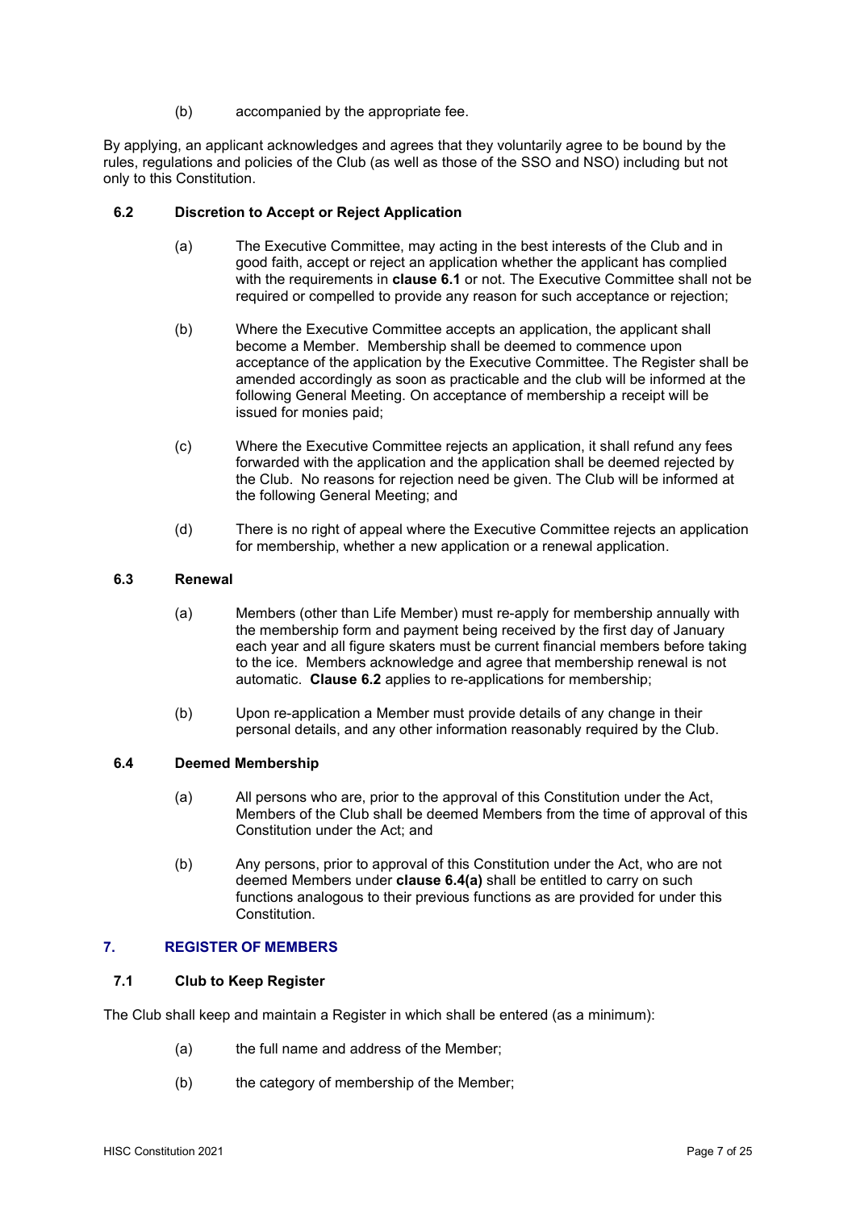(b) accompanied by the appropriate fee.

By applying, an applicant acknowledges and agrees that they voluntarily agree to be bound by the rules, regulations and policies of the Club (as well as those of the SSO and NSO) including but not only to this Constitution.

### 6.2 Discretion to Accept or Reject Application

(a) The Executive Committee, may acting in the best interests of the Club and in good faith, accept or reject an application whether the applicant has complied with the requirements in **clause 6.1** or not. The Executive Committee shall not be required or compelled to provide any reason for such acceptance or rejection;

(b) Where the Executive Committee accepts an application, the applicant shall become a Member. Membership shall be deemed to commence upon acceptance of the application by the Executive Committee. The Register shall be amended accordingly as soon as practicable and the club will be informed at the following General Meeting. On acceptance of membership a receipt will be issued for monies paid;

(c) Where the Executive Committee rejects an application, it shall refund any fees forwarded with the application and the application shall be deemed rejected by the Club. No reasons for rejection need be given. The Club will be informed at the following General Meeting; and

(d) There is no right of appeal where the Executive Committee rejects an application for membership, whether a new application or a renewal application.

### 6.3 Renewal

(a) Members (other than Life Member) must re-apply for membership annually with the membership form and payment being received by the first day of January each year and all figure skaters must be current financial members before taking to the ice. Members acknowledge and agree that membership renewal is not automatic. **Clause 6.2** applies to re-applications for membership;

(b) Upon re-application a Member must provide details of any change in their personal details, and any other information reasonably required by the Club.

### 6.4 Deemed Membership

(a) All persons who are, prior to the approval of this Constitution under the Act, Members of the Club shall be deemed Members from the time of approval of this Constitution under the Act; and

(b) Any persons, prior to approval of this Constitution under the Act, who are not deemed Members under **clause 6.4(a)** shall be entitled to carry on such functions analogous to their previous functions as are provided for under this Constitution.

## 7. REGISTER OF MEMBERS

### 7.1 Club to Keep Register

The Club shall keep and maintain a Register in which shall be entered (as a minimum):

(a) the full name and address of the Member;

(b) the category of membership of the Member;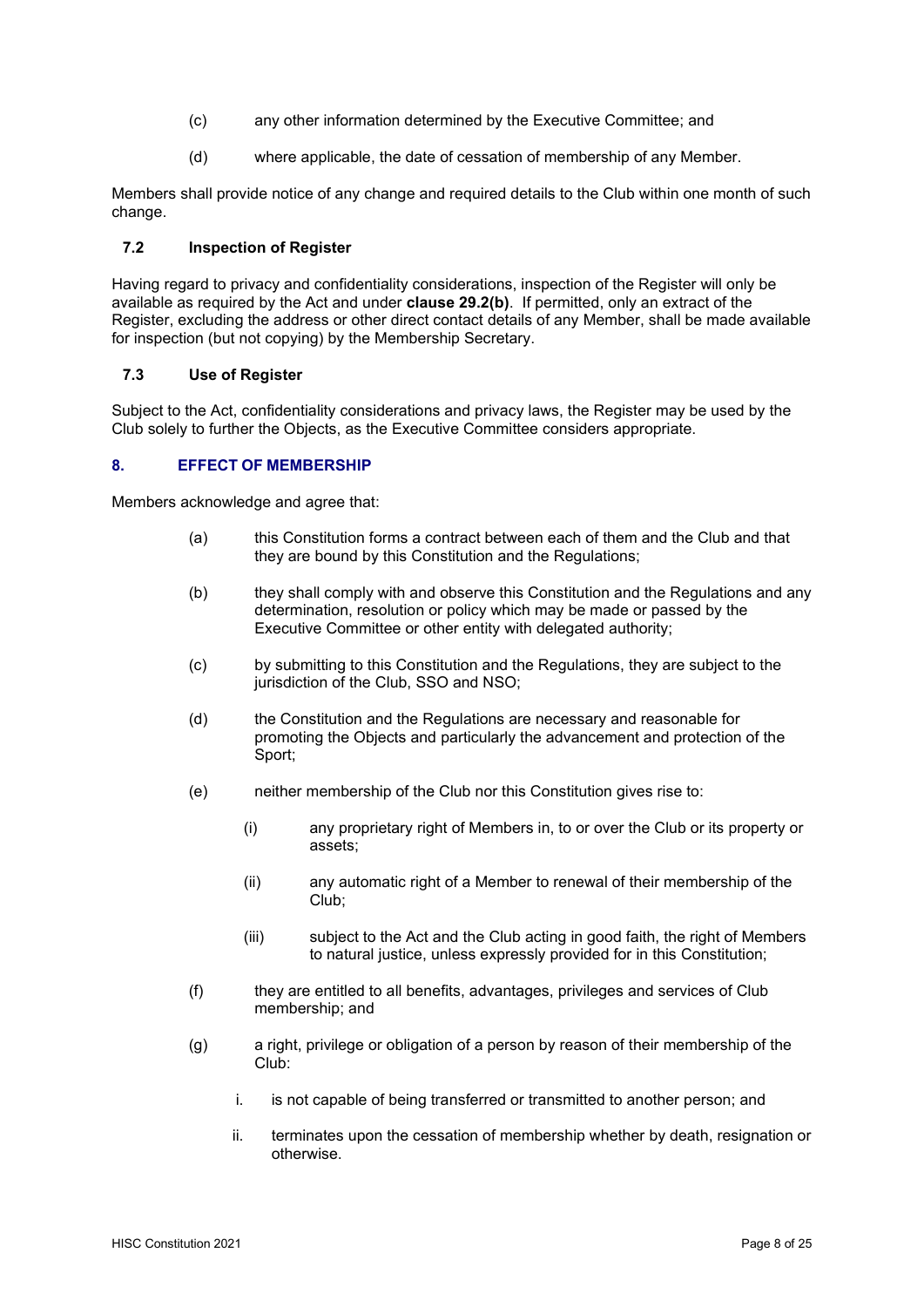(c) any other information determined by the Executive Committee; and

(d) where applicable, the date of cessation of membership of any Member.

Members shall provide notice of any change and required details to the Club within one month of such change.

### 7.2 Inspection of Register

Having regard to privacy and confidentiality considerations, inspection of the Register will only be available as required by the Act and under **clause 29.2(b)**. If permitted, only an extract of the Register, excluding the address or other direct contact details of any Member, shall be made available for inspection (but not copying) by the Membership Secretary.

### 7.3 Use of Register

Subject to the Act, confidentiality considerations and privacy laws, the Register may be used by the Club solely to further the Objects, as the Executive Committee considers appropriate.

## 8. EFFECT OF MEMBERSHIP

Members acknowledge and agree that:

(a) this Constitution forms a contract between each of them and the Club and that they are bound by this Constitution and the Regulations;

(b) they shall comply with and observe this Constitution and the Regulations and any determination, resolution or policy which may be made or passed by the Executive Committee or other entity with delegated authority;

(c) by submitting to this Constitution and the Regulations, they are subject to the jurisdiction of the Club, SSO and NSO;

(d) the Constitution and the Regulations are necessary and reasonable for promoting the Objects and particularly the advancement and protection of the Sport;

(e) neither membership of the Club nor this Constitution gives rise to:

  (i) any proprietary right of Members in, to or over the Club or its property or assets;

  (ii) any automatic right of a Member to renewal of their membership of the Club;

  (iii) subject to the Act and the Club acting in good faith, the right of Members to natural justice, unless expressly provided for in this Constitution;

(f) they are entitled to all benefits, advantages, privileges and services of Club membership; and

(g) a right, privilege or obligation of a person by reason of their membership of the Club:

  i. is not capable of being transferred or transmitted to another person; and

  ii. terminates upon the cessation of membership whether by death, resignation or otherwise.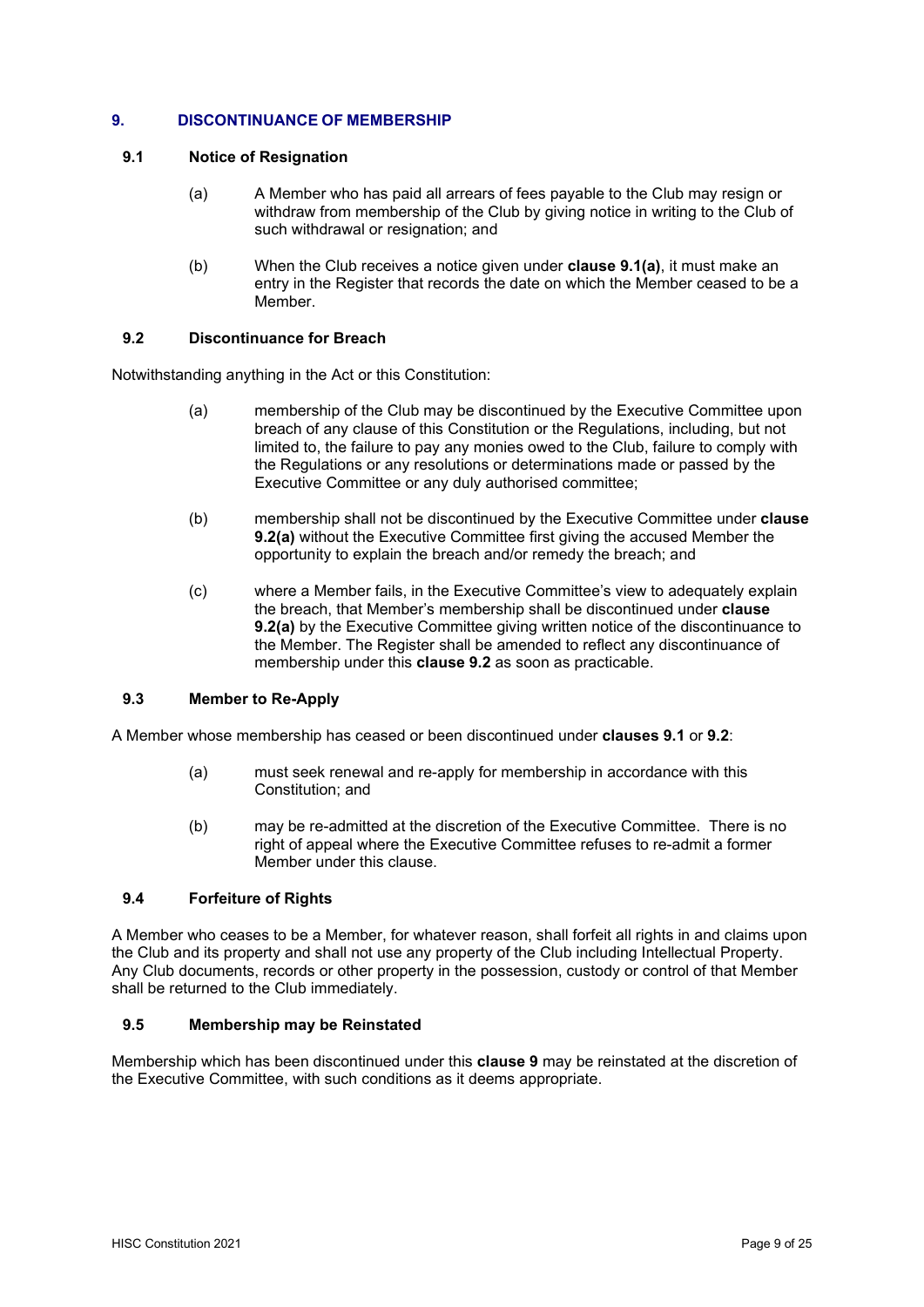## 9. DISCONTINUANCE OF MEMBERSHIP

### 9.1 Notice of Resignation

(a) A Member who has paid all arrears of fees payable to the Club may resign or withdraw from membership of the Club by giving notice in writing to the Club of such withdrawal or resignation; and

(b) When the Club receives a notice given under **clause 9.1(a)**, it must make an entry in the Register that records the date on which the Member ceased to be a Member.

### 9.2 Discontinuance for Breach

Notwithstanding anything in the Act or this Constitution:

(a) membership of the Club may be discontinued by the Executive Committee upon breach of any clause of this Constitution or the Regulations, including, but not limited to, the failure to pay any monies owed to the Club, failure to comply with the Regulations or any resolutions or determinations made or passed by the Executive Committee or any duly authorised committee;

(b) membership shall not be discontinued by the Executive Committee under **clause 9.2(a)** without the Executive Committee first giving the accused Member the opportunity to explain the breach and/or remedy the breach; and

(c) where a Member fails, in the Executive Committee's view to adequately explain the breach, that Member's membership shall be discontinued under **clause 9.2(a)** by the Executive Committee giving written notice of the discontinuance to the Member. The Register shall be amended to reflect any discontinuance of membership under this **clause 9.2** as soon as practicable.

### 9.3 Member to Re-Apply

A Member whose membership has ceased or been discontinued under **clauses 9.1** or **9.2**:

(a) must seek renewal and re-apply for membership in accordance with this Constitution; and

(b) may be re-admitted at the discretion of the Executive Committee. There is no right of appeal where the Executive Committee refuses to re-admit a former Member under this clause.

### 9.4 Forfeiture of Rights

A Member who ceases to be a Member, for whatever reason, shall forfeit all rights in and claims upon the Club and its property and shall not use any property of the Club including Intellectual Property. Any Club documents, records or other property in the possession, custody or control of that Member shall be returned to the Club immediately.

### 9.5 Membership may be Reinstated

Membership which has been discontinued under this **clause 9** may be reinstated at the discretion of the Executive Committee, with such conditions as it deems appropriate.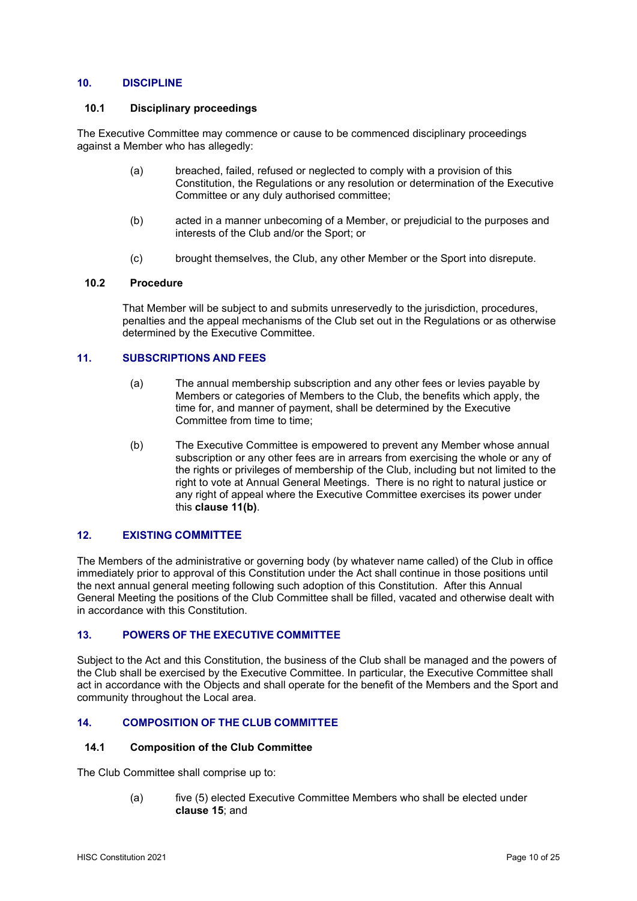## 10. DISCIPLINE

### 10.1 Disciplinary proceedings

The Executive Committee may commence or cause to be commenced disciplinary proceedings against a Member who has allegedly:

(a) breached, failed, refused or neglected to comply with a provision of this Constitution, the Regulations or any resolution or determination of the Executive Committee or any duly authorised committee;

(b) acted in a manner unbecoming of a Member, or prejudicial to the purposes and interests of the Club and/or the Sport; or

(c) brought themselves, the Club, any other Member or the Sport into disrepute.

### 10.2 Procedure

That Member will be subject to and submits unreservedly to the jurisdiction, procedures, penalties and the appeal mechanisms of the Club set out in the Regulations or as otherwise determined by the Executive Committee.

## 11. SUBSCRIPTIONS AND FEES

(a) The annual membership subscription and any other fees or levies payable by Members or categories of Members to the Club, the benefits which apply, the time for, and manner of payment, shall be determined by the Executive Committee from time to time;

(b) The Executive Committee is empowered to prevent any Member whose annual subscription or any other fees are in arrears from exercising the whole or any of the rights or privileges of membership of the Club, including but not limited to the right to vote at Annual General Meetings. There is no right to natural justice or any right of appeal where the Executive Committee exercises its power under this **clause 11(b)**.

## 12. EXISTING COMMITTEE

The Members of the administrative or governing body (by whatever name called) of the Club in office immediately prior to approval of this Constitution under the Act shall continue in those positions until the next annual general meeting following such adoption of this Constitution. After this Annual General Meeting the positions of the Club Committee shall be filled, vacated and otherwise dealt with in accordance with this Constitution.

## 13. POWERS OF THE EXECUTIVE COMMITTEE

Subject to the Act and this Constitution, the business of the Club shall be managed and the powers of the Club shall be exercised by the Executive Committee. In particular, the Executive Committee shall act in accordance with the Objects and shall operate for the benefit of the Members and the Sport and community throughout the Local area.

## 14. COMPOSITION OF THE CLUB COMMITTEE

### 14.1 Composition of the Club Committee

The Club Committee shall comprise up to:

(a) five (5) elected Executive Committee Members who shall be elected under **clause 15**; and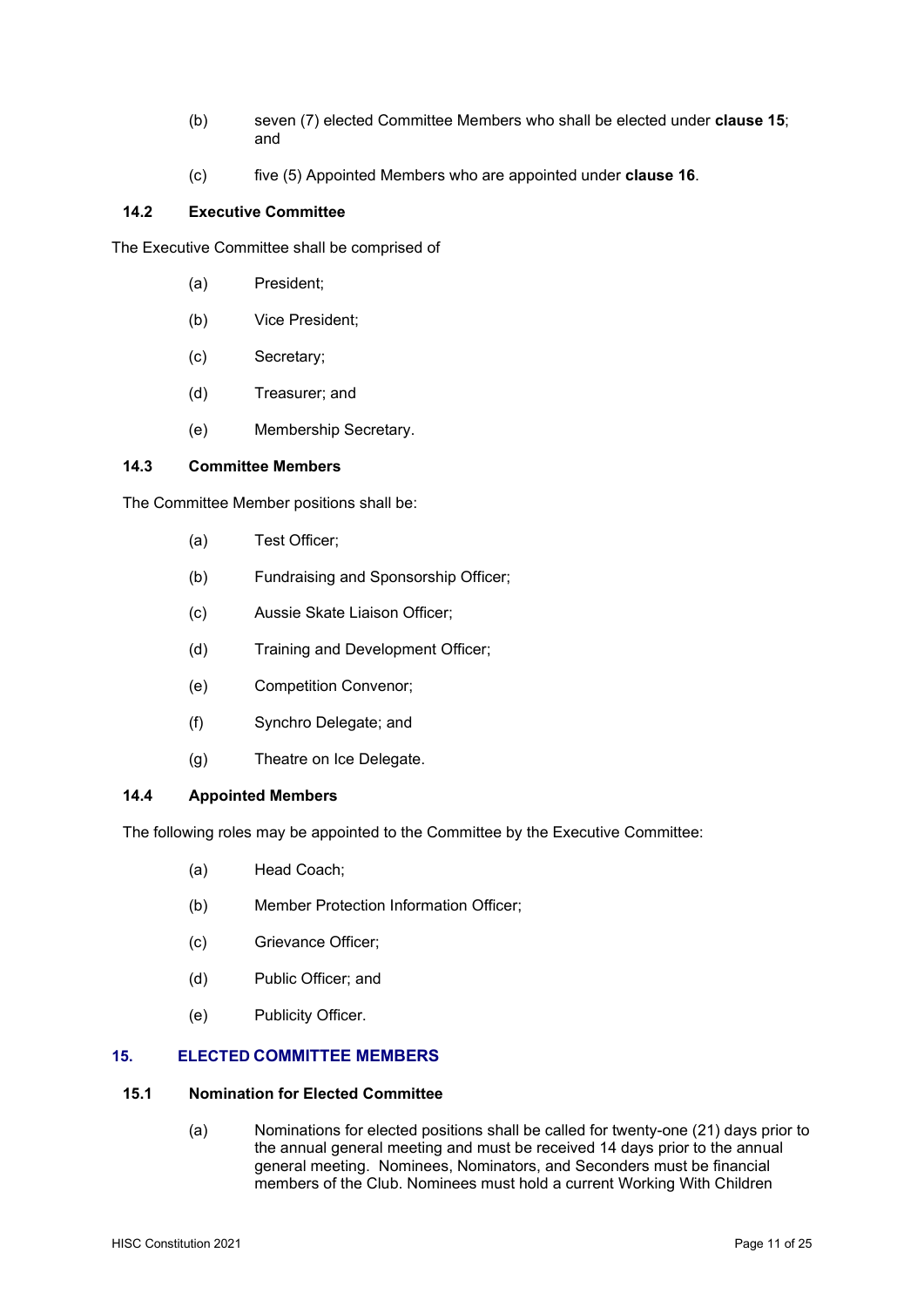(b) seven (7) elected Committee Members who shall be elected under **clause 15**; and

(c) five (5) Appointed Members who are appointed under **clause 16**.

### 14.2 Executive Committee

The Executive Committee shall be comprised of

(a) President;

(b) Vice President;

(c) Secretary;

(d) Treasurer; and

(e) Membership Secretary.

### 14.3 Committee Members

The Committee Member positions shall be:

(a) Test Officer;

(b) Fundraising and Sponsorship Officer;

(c) Aussie Skate Liaison Officer;

(d) Training and Development Officer;

(e) Competition Convenor;

(f) Synchro Delegate; and

(g) Theatre on Ice Delegate.

### 14.4 Appointed Members

The following roles may be appointed to the Committee by the Executive Committee:

(a) Head Coach;

(b) Member Protection Information Officer;

(c) Grievance Officer;

(d) Public Officer; and

(e) Publicity Officer.

## 15. ELECTED COMMITTEE MEMBERS

### 15.1 Nomination for Elected Committee

(a) Nominations for elected positions shall be called for twenty-one (21) days prior to the annual general meeting and must be received 14 days prior to the annual general meeting. Nominees, Nominators, and Seconders must be financial members of the Club. Nominees must hold a current Working With Children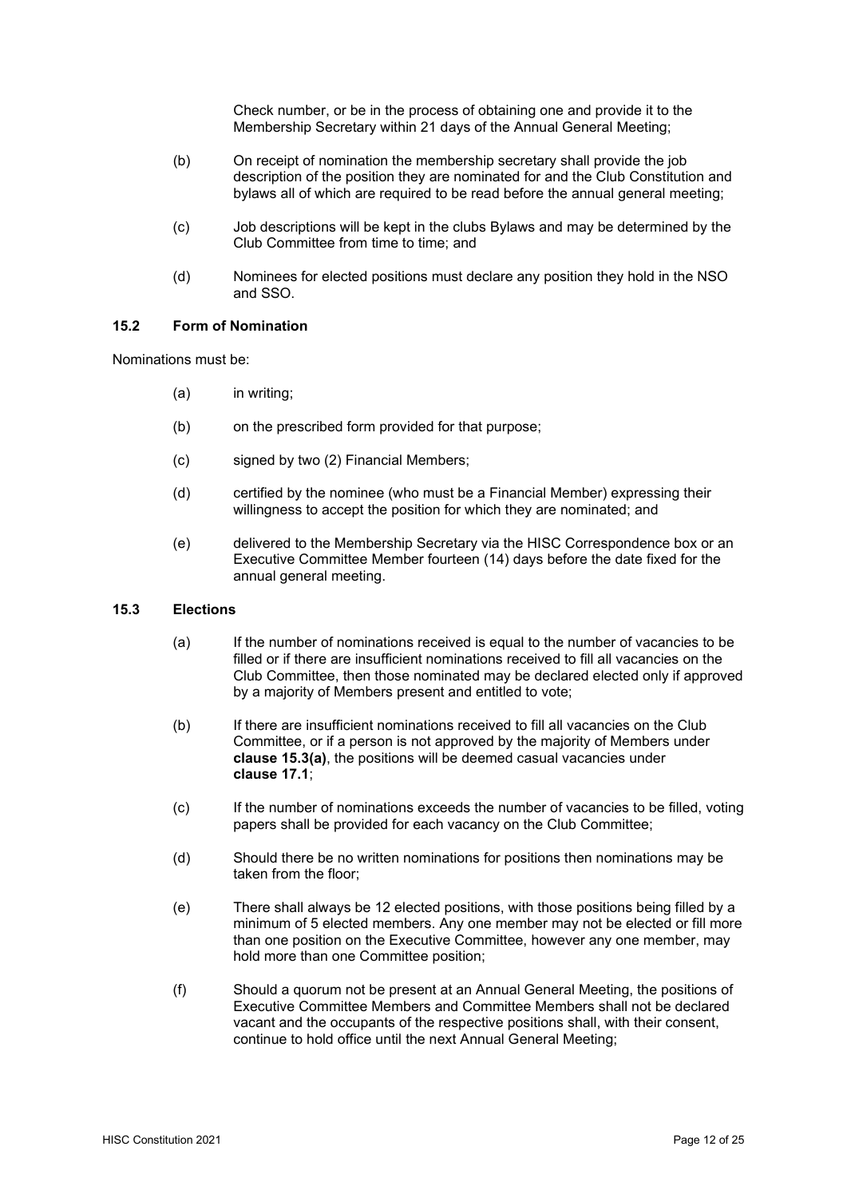Check number, or be in the process of obtaining one and provide it to the Membership Secretary within 21 days of the Annual General Meeting;

(b) On receipt of nomination the membership secretary shall provide the job description of the position they are nominated for and the Club Constitution and bylaws all of which are required to be read before the annual general meeting;

(c) Job descriptions will be kept in the clubs Bylaws and may be determined by the Club Committee from time to time; and

(d) Nominees for elected positions must declare any position they hold in the NSO and SSO.

### 15.2 Form of Nomination

Nominations must be:

(a) in writing;

(b) on the prescribed form provided for that purpose;

(c) signed by two (2) Financial Members;

(d) certified by the nominee (who must be a Financial Member) expressing their willingness to accept the position for which they are nominated; and

(e) delivered to the Membership Secretary via the HISC Correspondence box or an Executive Committee Member fourteen (14) days before the date fixed for the annual general meeting.

### 15.3 Elections

(a) If the number of nominations received is equal to the number of vacancies to be filled or if there are insufficient nominations received to fill all vacancies on the Club Committee, then those nominated may be declared elected only if approved by a majority of Members present and entitled to vote;

(b) If there are insufficient nominations received to fill all vacancies on the Club Committee, or if a person is not approved by the majority of Members under **clause 15.3(a)**, the positions will be deemed casual vacancies under **clause 17.1**;

(c) If the number of nominations exceeds the number of vacancies to be filled, voting papers shall be provided for each vacancy on the Club Committee;

(d) Should there be no written nominations for positions then nominations may be taken from the floor;

(e) There shall always be 12 elected positions, with those positions being filled by a minimum of 5 elected members. Any one member may not be elected or fill more than one position on the Executive Committee, however any one member, may hold more than one Committee position;

(f) Should a quorum not be present at an Annual General Meeting, the positions of Executive Committee Members and Committee Members shall not be declared vacant and the occupants of the respective positions shall, with their consent, continue to hold office until the next Annual General Meeting;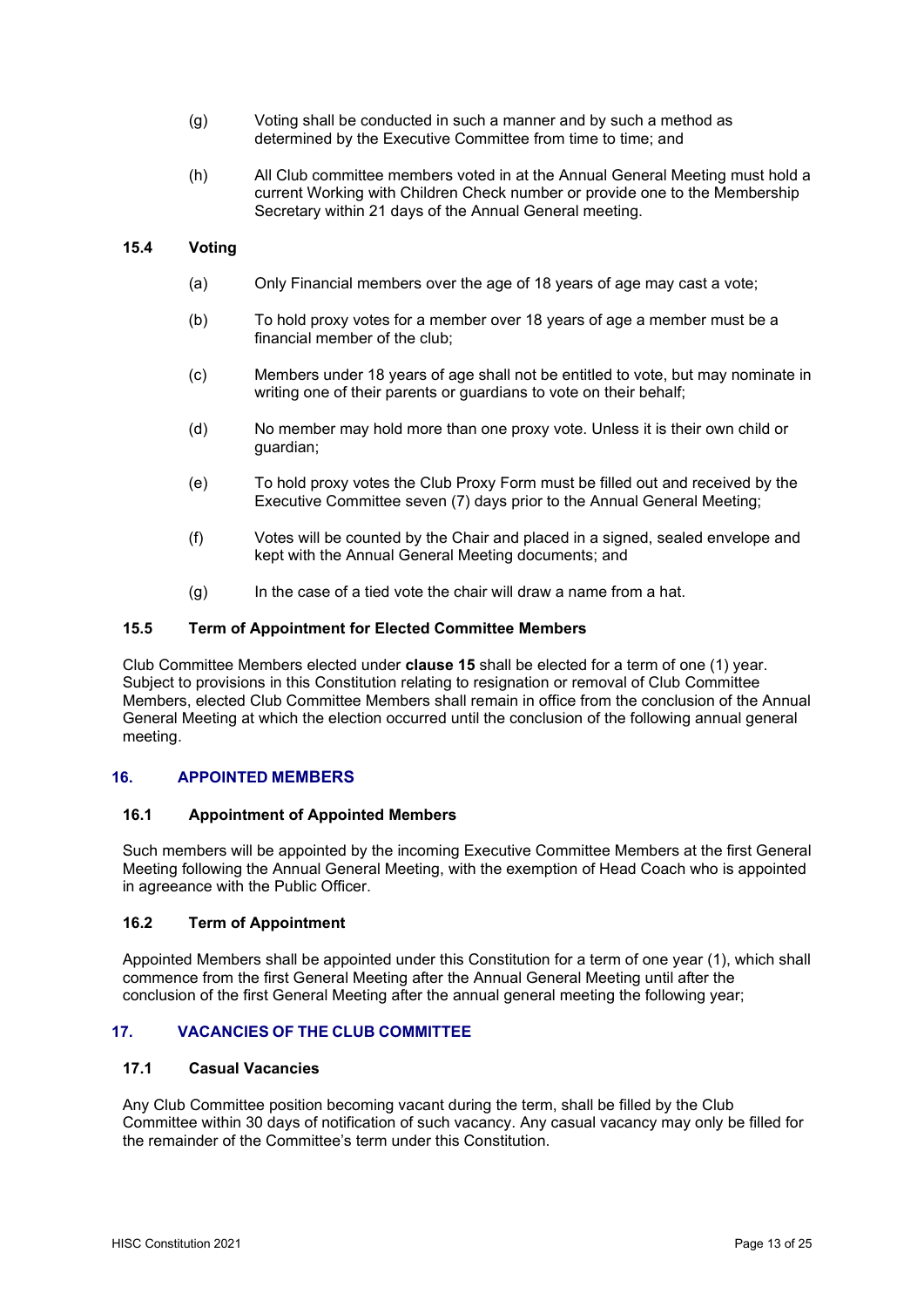(g) Voting shall be conducted in such a manner and by such a method as determined by the Executive Committee from time to time; and

(h) All Club committee members voted in at the Annual General Meeting must hold a current Working with Children Check number or provide one to the Membership Secretary within 21 days of the Annual General meeting.

### 15.4 Voting

(a) Only Financial members over the age of 18 years of age may cast a vote;

(b) To hold proxy votes for a member over 18 years of age a member must be a financial member of the club;

(c) Members under 18 years of age shall not be entitled to vote, but may nominate in writing one of their parents or guardians to vote on their behalf;

(d) No member may hold more than one proxy vote. Unless it is their own child or guardian;

(e) To hold proxy votes the Club Proxy Form must be filled out and received by the Executive Committee seven (7) days prior to the Annual General Meeting;

(f) Votes will be counted by the Chair and placed in a signed, sealed envelope and kept with the Annual General Meeting documents; and

(g) In the case of a tied vote the chair will draw a name from a hat.

### 15.5 Term of Appointment for Elected Committee Members

Club Committee Members elected under **clause 15** shall be elected for a term of one (1) year. Subject to provisions in this Constitution relating to resignation or removal of Club Committee Members, elected Club Committee Members shall remain in office from the conclusion of the Annual General Meeting at which the election occurred until the conclusion of the following annual general meeting.

## 16. APPOINTED MEMBERS

### 16.1 Appointment of Appointed Members

Such members will be appointed by the incoming Executive Committee Members at the first General Meeting following the Annual General Meeting, with the exemption of Head Coach who is appointed in agreeance with the Public Officer.

### 16.2 Term of Appointment

Appointed Members shall be appointed under this Constitution for a term of one year (1), which shall commence from the first General Meeting after the Annual General Meeting until after the conclusion of the first General Meeting after the annual general meeting the following year;

## 17. VACANCIES OF THE CLUB COMMITTEE

### 17.1 Casual Vacancies

Any Club Committee position becoming vacant during the term, shall be filled by the Club Committee within 30 days of notification of such vacancy. Any casual vacancy may only be filled for the remainder of the Committee's term under this Constitution.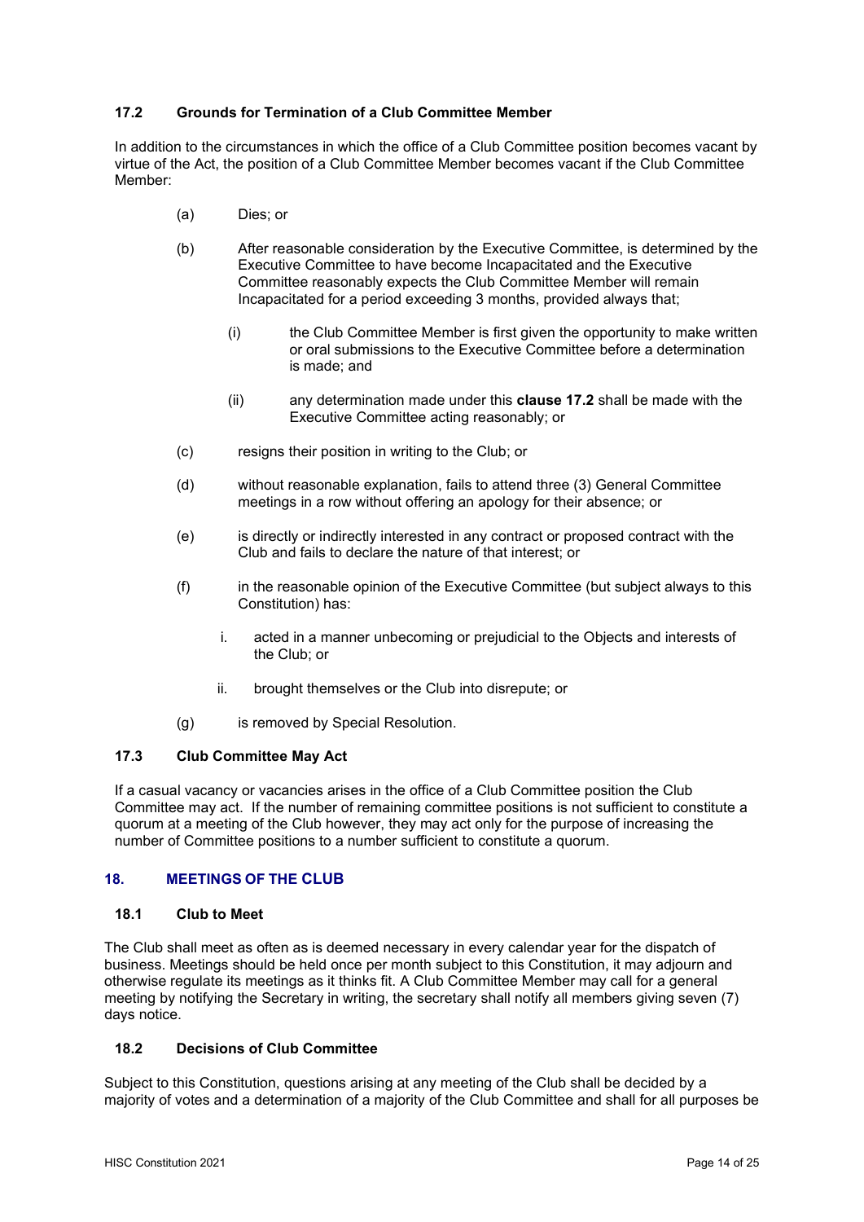### 17.2 Grounds for Termination of a Club Committee Member

In addition to the circumstances in which the office of a Club Committee position becomes vacant by virtue of the Act, the position of a Club Committee Member becomes vacant if the Club Committee Member:

(a) Dies; or

(b) After reasonable consideration by the Executive Committee, is determined by the Executive Committee to have become Incapacitated and the Executive Committee reasonably expects the Club Committee Member will remain Incapacitated for a period exceeding 3 months, provided always that;

   (i) the Club Committee Member is first given the opportunity to make written or oral submissions to the Executive Committee before a determination is made; and

   (ii) any determination made under this **clause 17.2** shall be made with the Executive Committee acting reasonably; or

(c) resigns their position in writing to the Club; or

(d) without reasonable explanation, fails to attend three (3) General Committee meetings in a row without offering an apology for their absence; or

(e) is directly or indirectly interested in any contract or proposed contract with the Club and fails to declare the nature of that interest; or

(f) in the reasonable opinion of the Executive Committee (but subject always to this Constitution) has:

   i. acted in a manner unbecoming or prejudicial to the Objects and interests of the Club; or

   ii. brought themselves or the Club into disrepute; or

(g) is removed by Special Resolution.

### 17.3 Club Committee May Act

If a casual vacancy or vacancies arises in the office of a Club Committee position the Club Committee may act. If the number of remaining committee positions is not sufficient to constitute a quorum at a meeting of the Club however, they may act only for the purpose of increasing the number of Committee positions to a number sufficient to constitute a quorum.

## 18. MEETINGS OF THE CLUB

### 18.1 Club to Meet

The Club shall meet as often as is deemed necessary in every calendar year for the dispatch of business. Meetings should be held once per month subject to this Constitution, it may adjourn and otherwise regulate its meetings as it thinks fit. A Club Committee Member may call for a general meeting by notifying the Secretary in writing, the secretary shall notify all members giving seven (7) days notice.

### 18.2 Decisions of Club Committee

Subject to this Constitution, questions arising at any meeting of the Club shall be decided by a majority of votes and a determination of a majority of the Club Committee and shall for all purposes be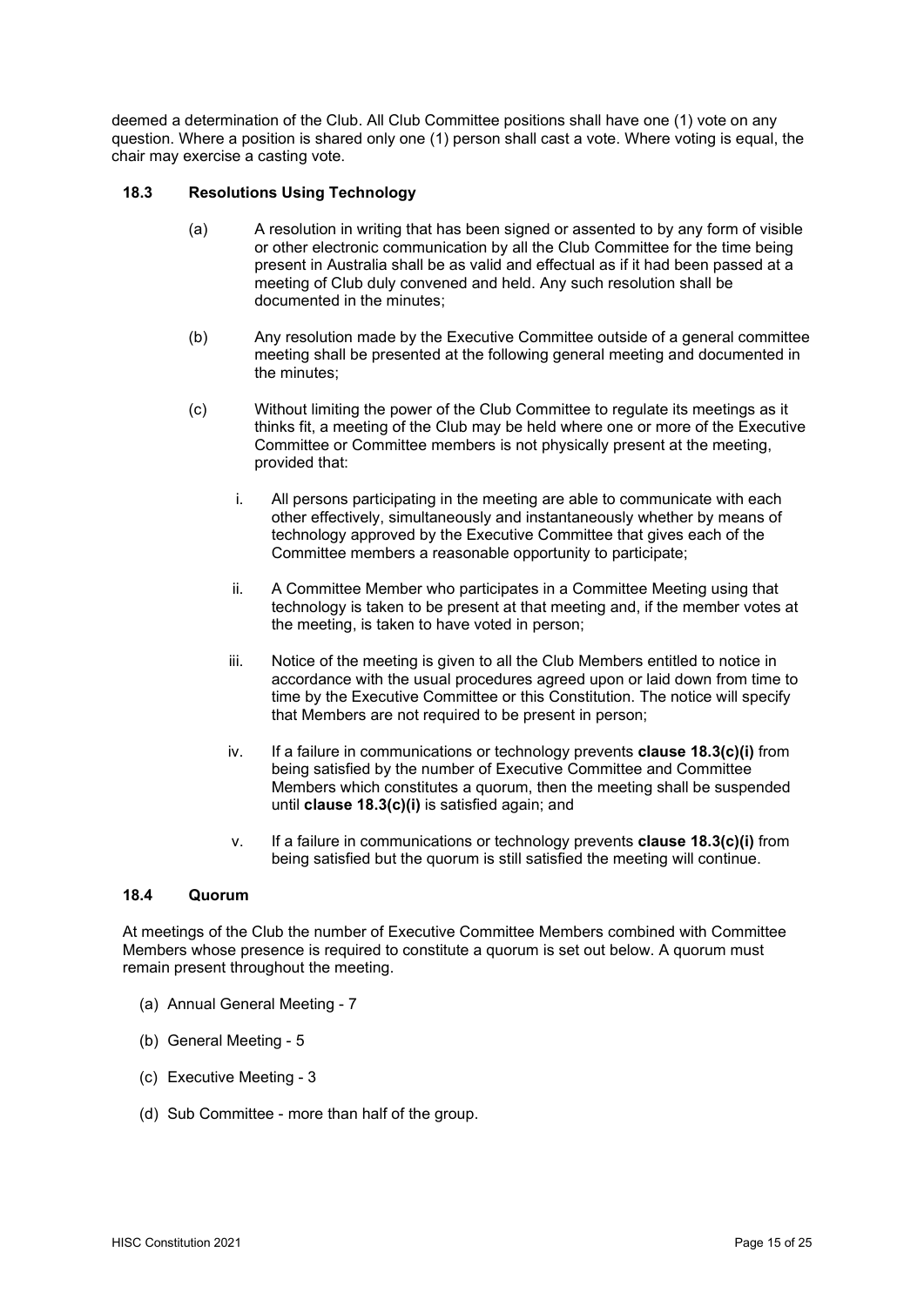deemed a determination of the Club. All Club Committee positions shall have one (1) vote on any question. Where a position is shared only one (1) person shall cast a vote. Where voting is equal, the chair may exercise a casting vote.

### 18.3 Resolutions Using Technology

(a) A resolution in writing that has been signed or assented to by any form of visible or other electronic communication by all the Club Committee for the time being present in Australia shall be as valid and effectual as if it had been passed at a meeting of Club duly convened and held. Any such resolution shall be documented in the minutes;

(b) Any resolution made by the Executive Committee outside of a general committee meeting shall be presented at the following general meeting and documented in the minutes;

(c) Without limiting the power of the Club Committee to regulate its meetings as it thinks fit, a meeting of the Club may be held where one or more of the Executive Committee or Committee members is not physically present at the meeting, provided that:

i. All persons participating in the meeting are able to communicate with each other effectively, simultaneously and instantaneously whether by means of technology approved by the Executive Committee that gives each of the Committee members a reasonable opportunity to participate;

ii. A Committee Member who participates in a Committee Meeting using that technology is taken to be present at that meeting and, if the member votes at the meeting, is taken to have voted in person;

iii. Notice of the meeting is given to all the Club Members entitled to notice in accordance with the usual procedures agreed upon or laid down from time to time by the Executive Committee or this Constitution. The notice will specify that Members are not required to be present in person;

iv. If a failure in communications or technology prevents **clause 18.3(c)(i)** from being satisfied by the number of Executive Committee and Committee Members which constitutes a quorum, then the meeting shall be suspended until **clause 18.3(c)(i)** is satisfied again; and

v. If a failure in communications or technology prevents **clause 18.3(c)(i)** from being satisfied but the quorum is still satisfied the meeting will continue.

### 18.4 Quorum

At meetings of the Club the number of Executive Committee Members combined with Committee Members whose presence is required to constitute a quorum is set out below. A quorum must remain present throughout the meeting.

(a) Annual General Meeting - 7

(b) General Meeting - 5

(c) Executive Meeting - 3

(d) Sub Committee - more than half of the group.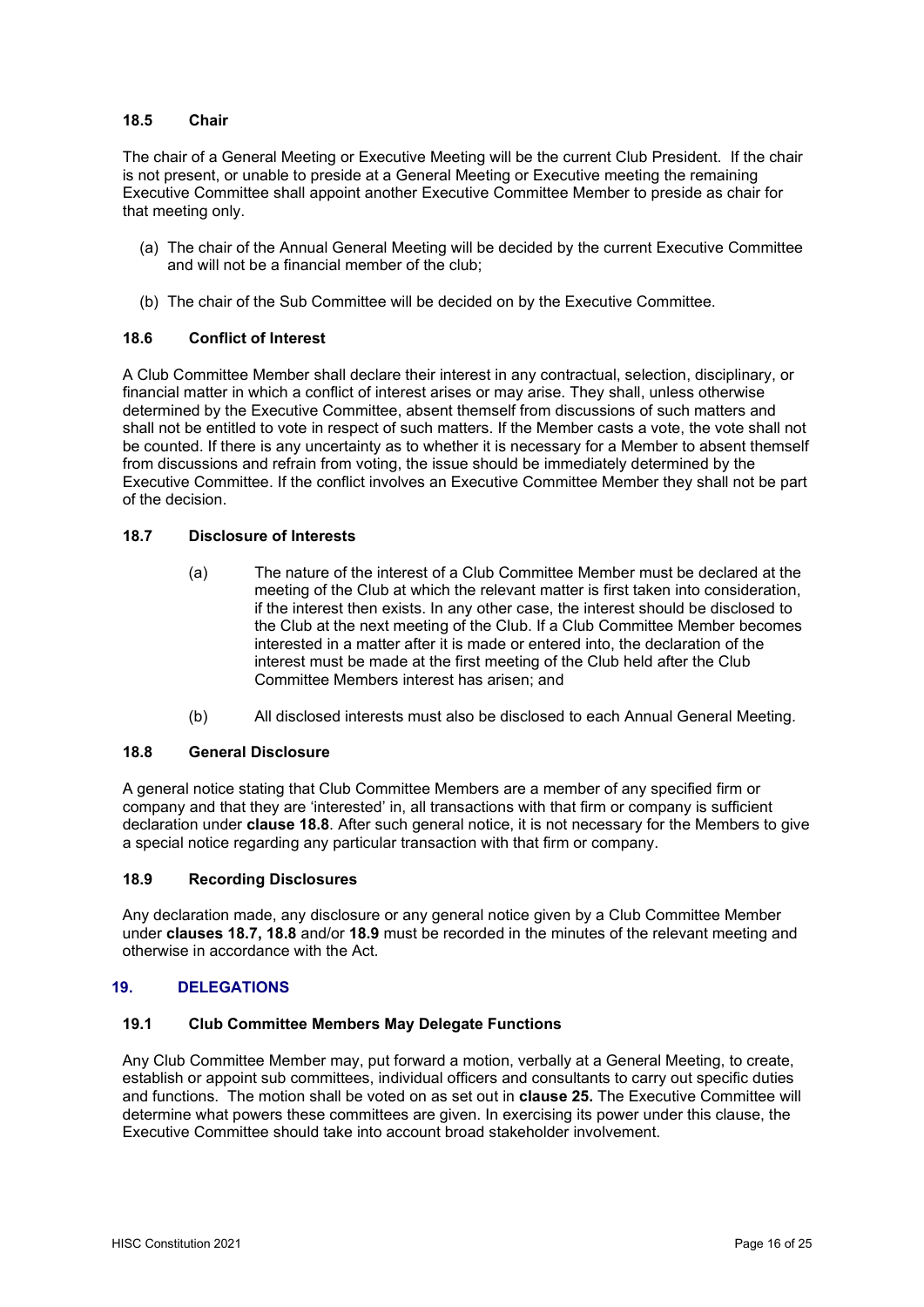### 18.5 Chair

The chair of a General Meeting or Executive Meeting will be the current Club President. If the chair is not present, or unable to preside at a General Meeting or Executive meeting the remaining Executive Committee shall appoint another Executive Committee Member to preside as chair for that meeting only.

(a) The chair of the Annual General Meeting will be decided by the current Executive Committee and will not be a financial member of the club;

(b) The chair of the Sub Committee will be decided on by the Executive Committee.

### 18.6 Conflict of Interest

A Club Committee Member shall declare their interest in any contractual, selection, disciplinary, or financial matter in which a conflict of interest arises or may arise. They shall, unless otherwise determined by the Executive Committee, absent themself from discussions of such matters and shall not be entitled to vote in respect of such matters. If the Member casts a vote, the vote shall not be counted. If there is any uncertainty as to whether it is necessary for a Member to absent themself from discussions and refrain from voting, the issue should be immediately determined by the Executive Committee. If the conflict involves an Executive Committee Member they shall not be part of the decision.

### 18.7 Disclosure of Interests

(a) The nature of the interest of a Club Committee Member must be declared at the meeting of the Club at which the relevant matter is first taken into consideration, if the interest then exists. In any other case, the interest should be disclosed to the Club at the next meeting of the Club. If a Club Committee Member becomes interested in a matter after it is made or entered into, the declaration of the interest must be made at the first meeting of the Club held after the Club Committee Members interest has arisen; and

(b) All disclosed interests must also be disclosed to each Annual General Meeting.

### 18.8 General Disclosure

A general notice stating that Club Committee Members are a member of any specified firm or company and that they are 'interested' in, all transactions with that firm or company is sufficient declaration under **clause 18.8**. After such general notice, it is not necessary for the Members to give a special notice regarding any particular transaction with that firm or company.

### 18.9 Recording Disclosures

Any declaration made, any disclosure or any general notice given by a Club Committee Member under **clauses 18.7, 18.8** and/or **18.9** must be recorded in the minutes of the relevant meeting and otherwise in accordance with the Act.

## 19. DELEGATIONS

### 19.1 Club Committee Members May Delegate Functions

Any Club Committee Member may, put forward a motion, verbally at a General Meeting, to create, establish or appoint sub committees, individual officers and consultants to carry out specific duties and functions. The motion shall be voted on as set out in **clause 25.** The Executive Committee will determine what powers these committees are given. In exercising its power under this clause, the Executive Committee should take into account broad stakeholder involvement.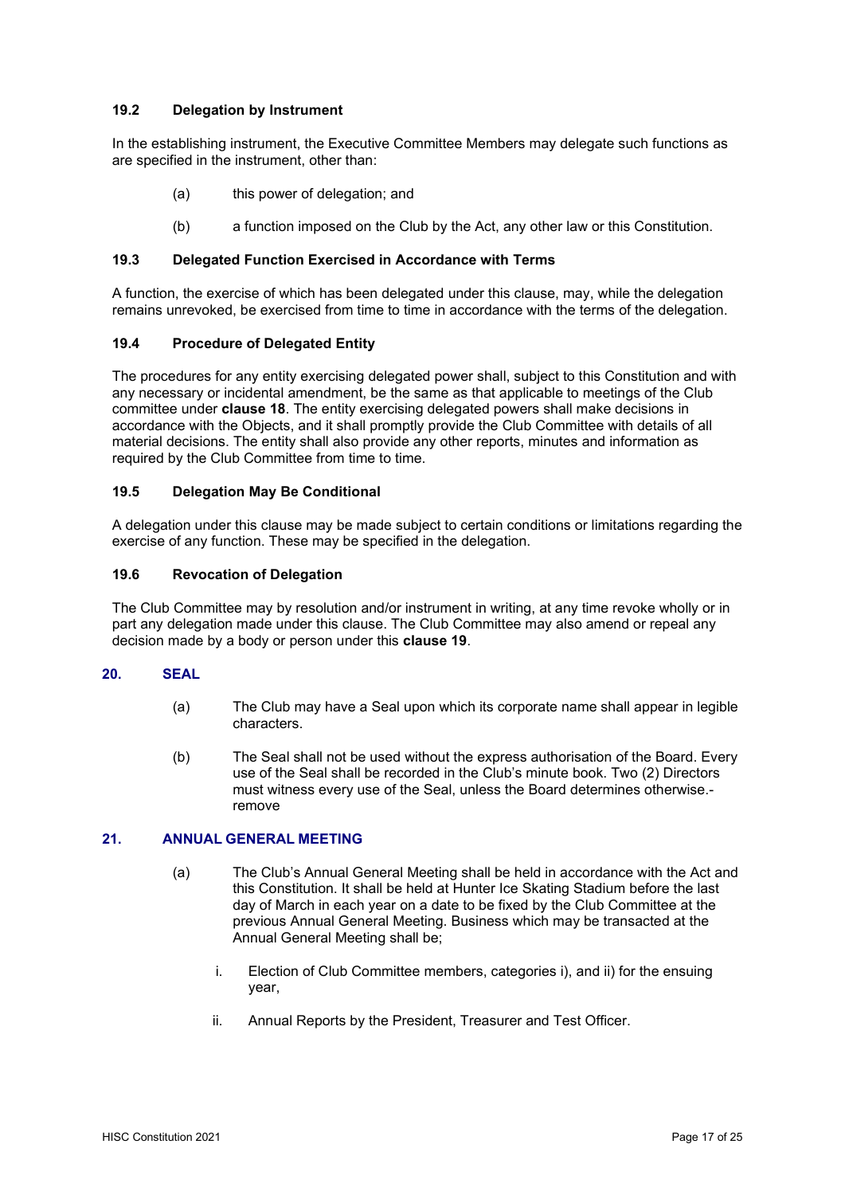### 19.2 Delegation by Instrument

In the establishing instrument, the Executive Committee Members may delegate such functions as are specified in the instrument, other than:

(a) this power of delegation; and

(b) a function imposed on the Club by the Act, any other law or this Constitution.

### 19.3 Delegated Function Exercised in Accordance with Terms

A function, the exercise of which has been delegated under this clause, may, while the delegation remains unrevoked, be exercised from time to time in accordance with the terms of the delegation.

### 19.4 Procedure of Delegated Entity

The procedures for any entity exercising delegated power shall, subject to this Constitution and with any necessary or incidental amendment, be the same as that applicable to meetings of the Club committee under **clause 18**. The entity exercising delegated powers shall make decisions in accordance with the Objects, and it shall promptly provide the Club Committee with details of all material decisions. The entity shall also provide any other reports, minutes and information as required by the Club Committee from time to time.

### 19.5 Delegation May Be Conditional

A delegation under this clause may be made subject to certain conditions or limitations regarding the exercise of any function. These may be specified in the delegation.

### 19.6 Revocation of Delegation

The Club Committee may by resolution and/or instrument in writing, at any time revoke wholly or in part any delegation made under this clause. The Club Committee may also amend or repeal any decision made by a body or person under this **clause 19**.

## 20. SEAL

(a) The Club may have a Seal upon which its corporate name shall appear in legible characters.

(b) The Seal shall not be used without the express authorisation of the Board. Every use of the Seal shall be recorded in the Club's minute book. Two (2) Directors must witness every use of the Seal, unless the Board determines otherwise.- remove

## 21. ANNUAL GENERAL MEETING

(a) The Club's Annual General Meeting shall be held in accordance with the Act and this Constitution. It shall be held at Hunter Ice Skating Stadium before the last day of March in each year on a date to be fixed by the Club Committee at the previous Annual General Meeting. Business which may be transacted at the Annual General Meeting shall be;

i. Election of Club Committee members, categories i), and ii) for the ensuing year,

ii. Annual Reports by the President, Treasurer and Test Officer.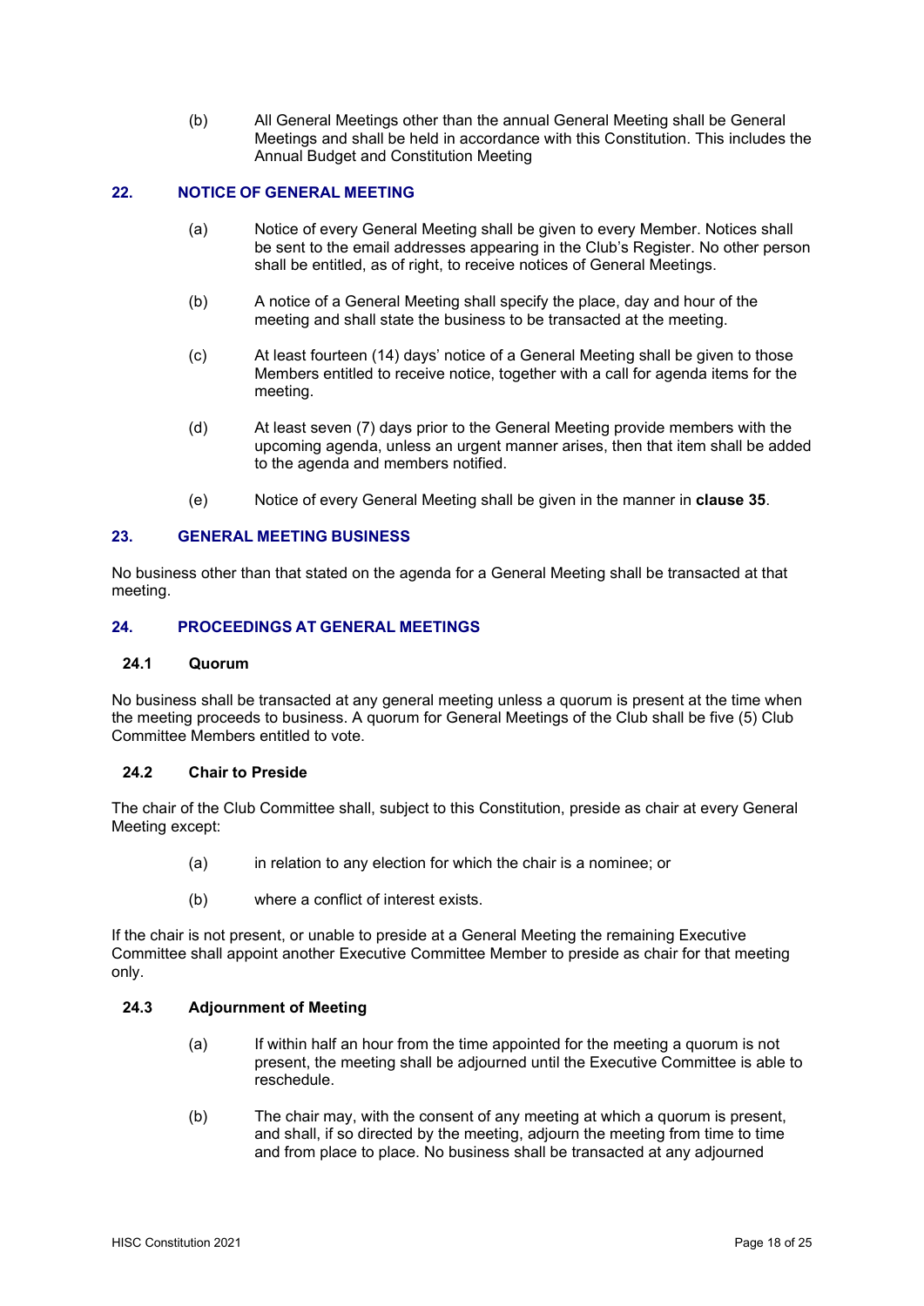(b) All General Meetings other than the annual General Meeting shall be General Meetings and shall be held in accordance with this Constitution. This includes the Annual Budget and Constitution Meeting

## 22. NOTICE OF GENERAL MEETING

(a) Notice of every General Meeting shall be given to every Member. Notices shall be sent to the email addresses appearing in the Club's Register. No other person shall be entitled, as of right, to receive notices of General Meetings.

(b) A notice of a General Meeting shall specify the place, day and hour of the meeting and shall state the business to be transacted at the meeting.

(c) At least fourteen (14) days' notice of a General Meeting shall be given to those Members entitled to receive notice, together with a call for agenda items for the meeting.

(d) At least seven (7) days prior to the General Meeting provide members with the upcoming agenda, unless an urgent manner arises, then that item shall be added to the agenda and members notified.

(e) Notice of every General Meeting shall be given in the manner in **clause 35**.

## 23. GENERAL MEETING BUSINESS

No business other than that stated on the agenda for a General Meeting shall be transacted at that meeting.

## 24. PROCEEDINGS AT GENERAL MEETINGS

### 24.1 Quorum

No business shall be transacted at any general meeting unless a quorum is present at the time when the meeting proceeds to business. A quorum for General Meetings of the Club shall be five (5) Club Committee Members entitled to vote.

### 24.2 Chair to Preside

The chair of the Club Committee shall, subject to this Constitution, preside as chair at every General Meeting except:

(a) in relation to any election for which the chair is a nominee; or

(b) where a conflict of interest exists.

If the chair is not present, or unable to preside at a General Meeting the remaining Executive Committee shall appoint another Executive Committee Member to preside as chair for that meeting only.

### 24.3 Adjournment of Meeting

(a) If within half an hour from the time appointed for the meeting a quorum is not present, the meeting shall be adjourned until the Executive Committee is able to reschedule.

(b) The chair may, with the consent of any meeting at which a quorum is present, and shall, if so directed by the meeting, adjourn the meeting from time to time and from place to place. No business shall be transacted at any adjourned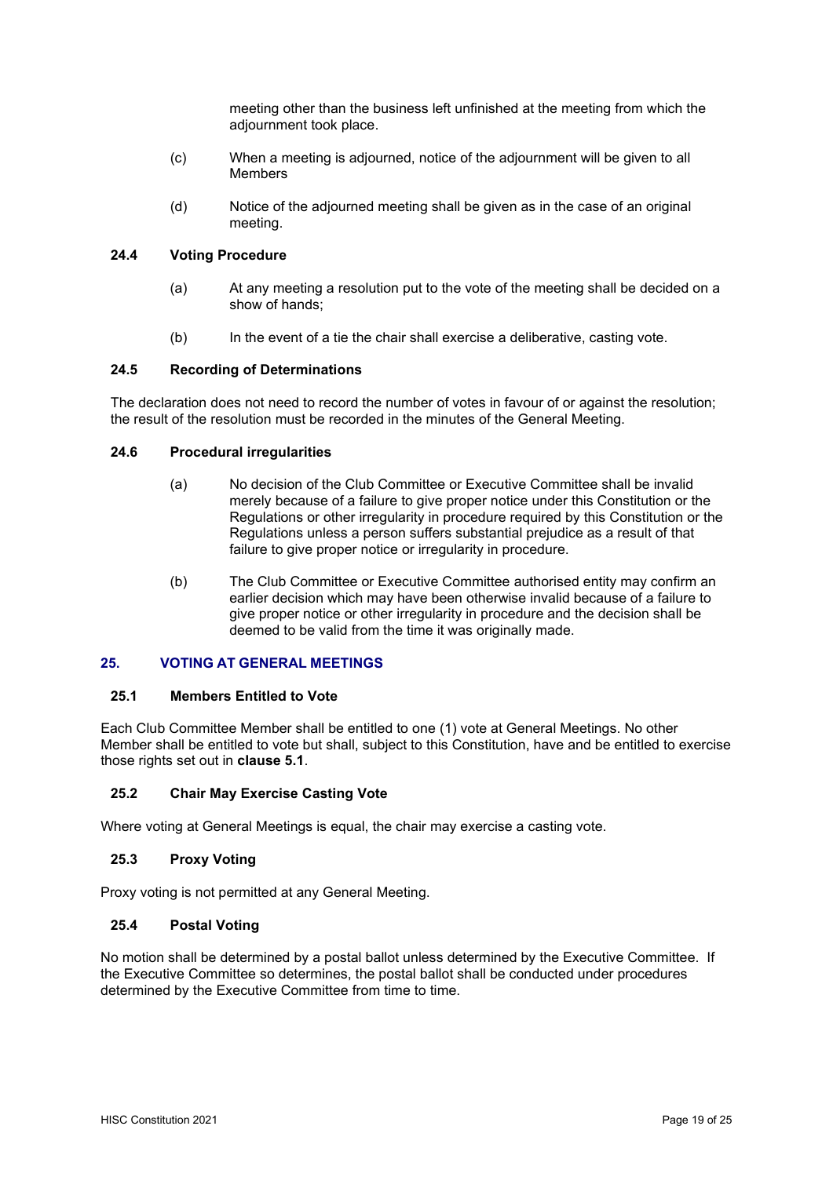meeting other than the business left unfinished at the meeting from which the adjournment took place.

(c) When a meeting is adjourned, notice of the adjournment will be given to all Members

(d) Notice of the adjourned meeting shall be given as in the case of an original meeting.

### 24.4 Voting Procedure

(a) At any meeting a resolution put to the vote of the meeting shall be decided on a show of hands;

(b) In the event of a tie the chair shall exercise a deliberative, casting vote.

### 24.5 Recording of Determinations

The declaration does not need to record the number of votes in favour of or against the resolution; the result of the resolution must be recorded in the minutes of the General Meeting.

### 24.6 Procedural irregularities

(a) No decision of the Club Committee or Executive Committee shall be invalid merely because of a failure to give proper notice under this Constitution or the Regulations or other irregularity in procedure required by this Constitution or the Regulations unless a person suffers substantial prejudice as a result of that failure to give proper notice or irregularity in procedure.

(b) The Club Committee or Executive Committee authorised entity may confirm an earlier decision which may have been otherwise invalid because of a failure to give proper notice or other irregularity in procedure and the decision shall be deemed to be valid from the time it was originally made.

## 25. VOTING AT GENERAL MEETINGS

### 25.1 Members Entitled to Vote

Each Club Committee Member shall be entitled to one (1) vote at General Meetings. No other Member shall be entitled to vote but shall, subject to this Constitution, have and be entitled to exercise those rights set out in **clause 5.1**.

### 25.2 Chair May Exercise Casting Vote

Where voting at General Meetings is equal, the chair may exercise a casting vote.

### 25.3 Proxy Voting

Proxy voting is not permitted at any General Meeting.

### 25.4 Postal Voting

No motion shall be determined by a postal ballot unless determined by the Executive Committee. If the Executive Committee so determines, the postal ballot shall be conducted under procedures determined by the Executive Committee from time to time.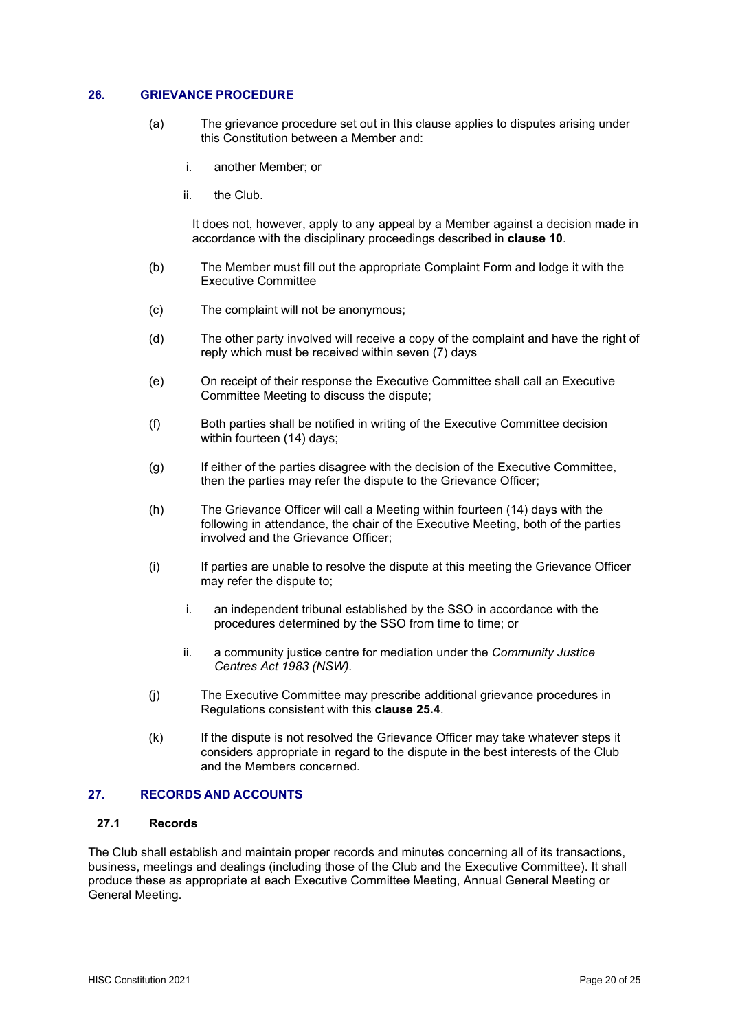## 26. GRIEVANCE PROCEDURE

(a) The grievance procedure set out in this clause applies to disputes arising under this Constitution between a Member and:

   i. another Member; or

   ii. the Club.

   It does not, however, apply to any appeal by a Member against a decision made in accordance with the disciplinary proceedings described in **clause 10**.

(b) The Member must fill out the appropriate Complaint Form and lodge it with the Executive Committee

(c) The complaint will not be anonymous;

(d) The other party involved will receive a copy of the complaint and have the right of reply which must be received within seven (7) days

(e) On receipt of their response the Executive Committee shall call an Executive Committee Meeting to discuss the dispute;

(f) Both parties shall be notified in writing of the Executive Committee decision within fourteen (14) days;

(g) If either of the parties disagree with the decision of the Executive Committee, then the parties may refer the dispute to the Grievance Officer;

(h) The Grievance Officer will call a Meeting within fourteen (14) days with the following in attendance, the chair of the Executive Meeting, both of the parties involved and the Grievance Officer;

(i) If parties are unable to resolve the dispute at this meeting the Grievance Officer may refer the dispute to;

   i. an independent tribunal established by the SSO in accordance with the procedures determined by the SSO from time to time; or

   ii. a community justice centre for mediation under the *Community Justice Centres Act 1983 (NSW).*

(j) The Executive Committee may prescribe additional grievance procedures in Regulations consistent with this **clause 25.4**.

(k) If the dispute is not resolved the Grievance Officer may take whatever steps it considers appropriate in regard to the dispute in the best interests of the Club and the Members concerned.

## 27. RECORDS AND ACCOUNTS

### 27.1 Records

The Club shall establish and maintain proper records and minutes concerning all of its transactions, business, meetings and dealings (including those of the Club and the Executive Committee). It shall produce these as appropriate at each Executive Committee Meeting, Annual General Meeting or General Meeting.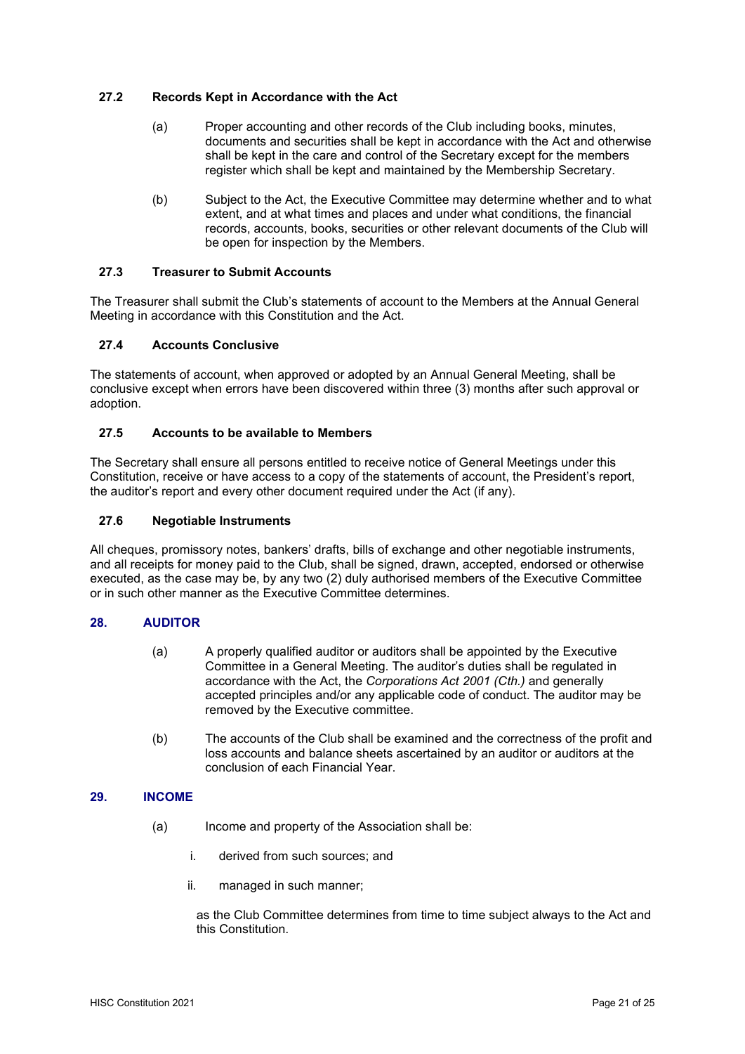### 27.2 Records Kept in Accordance with the Act

(a) Proper accounting and other records of the Club including books, minutes, documents and securities shall be kept in accordance with the Act and otherwise shall be kept in the care and control of the Secretary except for the members register which shall be kept and maintained by the Membership Secretary.

(b) Subject to the Act, the Executive Committee may determine whether and to what extent, and at what times and places and under what conditions, the financial records, accounts, books, securities or other relevant documents of the Club will be open for inspection by the Members.

### 27.3 Treasurer to Submit Accounts

The Treasurer shall submit the Club's statements of account to the Members at the Annual General Meeting in accordance with this Constitution and the Act.

### 27.4 Accounts Conclusive

The statements of account, when approved or adopted by an Annual General Meeting, shall be conclusive except when errors have been discovered within three (3) months after such approval or adoption.

### 27.5 Accounts to be available to Members

The Secretary shall ensure all persons entitled to receive notice of General Meetings under this Constitution, receive or have access to a copy of the statements of account, the President's report, the auditor's report and every other document required under the Act (if any).

### 27.6 Negotiable Instruments

All cheques, promissory notes, bankers' drafts, bills of exchange and other negotiable instruments, and all receipts for money paid to the Club, shall be signed, drawn, accepted, endorsed or otherwise executed, as the case may be, by any two (2) duly authorised members of the Executive Committee or in such other manner as the Executive Committee determines.

## 28. AUDITOR

(a) A properly qualified auditor or auditors shall be appointed by the Executive Committee in a General Meeting. The auditor's duties shall be regulated in accordance with the Act, the *Corporations Act 2001 (Cth.)* and generally accepted principles and/or any applicable code of conduct. The auditor may be removed by the Executive committee.

(b) The accounts of the Club shall be examined and the correctness of the profit and loss accounts and balance sheets ascertained by an auditor or auditors at the conclusion of each Financial Year.

## 29. INCOME

(a) Income and property of the Association shall be:

i. derived from such sources; and

ii. managed in such manner;

as the Club Committee determines from time to time subject always to the Act and this Constitution.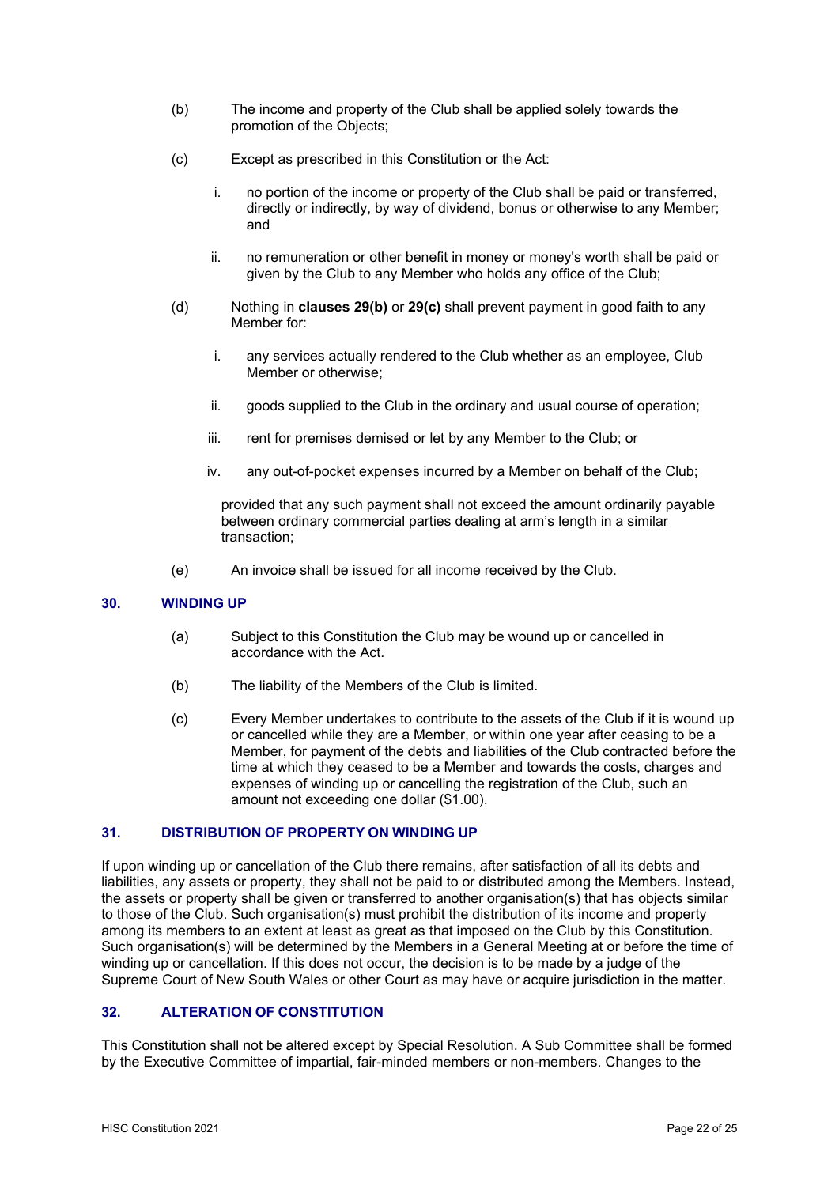(b) The income and property of the Club shall be applied solely towards the promotion of the Objects;

(c) Except as prescribed in this Constitution or the Act:

   i. no portion of the income or property of the Club shall be paid or transferred, directly or indirectly, by way of dividend, bonus or otherwise to any Member; and

   ii. no remuneration or other benefit in money or money's worth shall be paid or given by the Club to any Member who holds any office of the Club;

(d) Nothing in **clauses 29(b)** or **29(c)** shall prevent payment in good faith to any Member for:

   i. any services actually rendered to the Club whether as an employee, Club Member or otherwise;

   ii. goods supplied to the Club in the ordinary and usual course of operation;

   iii. rent for premises demised or let by any Member to the Club; or

   iv. any out-of-pocket expenses incurred by a Member on behalf of the Club;

   provided that any such payment shall not exceed the amount ordinarily payable between ordinary commercial parties dealing at arm's length in a similar transaction;

(e) An invoice shall be issued for all income received by the Club.

## 30. WINDING UP

(a) Subject to this Constitution the Club may be wound up or cancelled in accordance with the Act.

(b) The liability of the Members of the Club is limited.

(c) Every Member undertakes to contribute to the assets of the Club if it is wound up or cancelled while they are a Member, or within one year after ceasing to be a Member, for payment of the debts and liabilities of the Club contracted before the time at which they ceased to be a Member and towards the costs, charges and expenses of winding up or cancelling the registration of the Club, such an amount not exceeding one dollar ($1.00).

## 31. DISTRIBUTION OF PROPERTY ON WINDING UP

If upon winding up or cancellation of the Club there remains, after satisfaction of all its debts and liabilities, any assets or property, they shall not be paid to or distributed among the Members. Instead, the assets or property shall be given or transferred to another organisation(s) that has objects similar to those of the Club. Such organisation(s) must prohibit the distribution of its income and property among its members to an extent at least as great as that imposed on the Club by this Constitution. Such organisation(s) will be determined by the Members in a General Meeting at or before the time of winding up or cancellation. If this does not occur, the decision is to be made by a judge of the Supreme Court of New South Wales or other Court as may have or acquire jurisdiction in the matter.

## 32. ALTERATION OF CONSTITUTION

This Constitution shall not be altered except by Special Resolution. A Sub Committee shall be formed by the Executive Committee of impartial, fair-minded members or non-members. Changes to the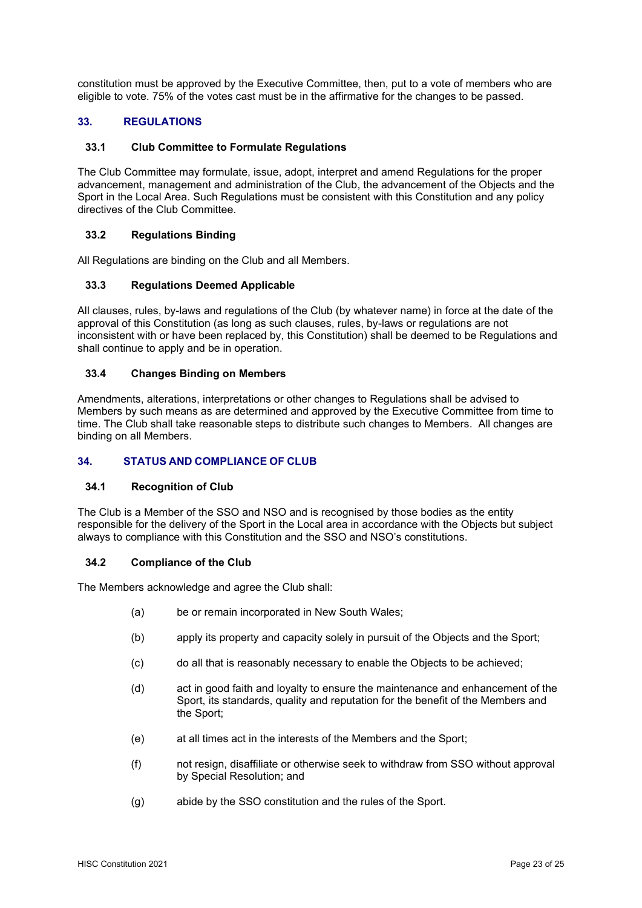constitution must be approved by the Executive Committee, then, put to a vote of members who are eligible to vote. 75% of the votes cast must be in the affirmative for the changes to be passed.

## 33. REGULATIONS

### 33.1 Club Committee to Formulate Regulations

The Club Committee may formulate, issue, adopt, interpret and amend Regulations for the proper advancement, management and administration of the Club, the advancement of the Objects and the Sport in the Local Area. Such Regulations must be consistent with this Constitution and any policy directives of the Club Committee.

### 33.2 Regulations Binding

All Regulations are binding on the Club and all Members.

### 33.3 Regulations Deemed Applicable

All clauses, rules, by-laws and regulations of the Club (by whatever name) in force at the date of the approval of this Constitution (as long as such clauses, rules, by-laws or regulations are not inconsistent with or have been replaced by, this Constitution) shall be deemed to be Regulations and shall continue to apply and be in operation.

### 33.4 Changes Binding on Members

Amendments, alterations, interpretations or other changes to Regulations shall be advised to Members by such means as are determined and approved by the Executive Committee from time to time. The Club shall take reasonable steps to distribute such changes to Members. All changes are binding on all Members.

## 34. STATUS AND COMPLIANCE OF CLUB

### 34.1 Recognition of Club

The Club is a Member of the SSO and NSO and is recognised by those bodies as the entity responsible for the delivery of the Sport in the Local area in accordance with the Objects but subject always to compliance with this Constitution and the SSO and NSO's constitutions.

### 34.2 Compliance of the Club

The Members acknowledge and agree the Club shall:

(a) be or remain incorporated in New South Wales;

(b) apply its property and capacity solely in pursuit of the Objects and the Sport;

(c) do all that is reasonably necessary to enable the Objects to be achieved;

(d) act in good faith and loyalty to ensure the maintenance and enhancement of the Sport, its standards, quality and reputation for the benefit of the Members and the Sport;

(e) at all times act in the interests of the Members and the Sport;

(f) not resign, disaffiliate or otherwise seek to withdraw from SSO without approval by Special Resolution; and

(g) abide by the SSO constitution and the rules of the Sport.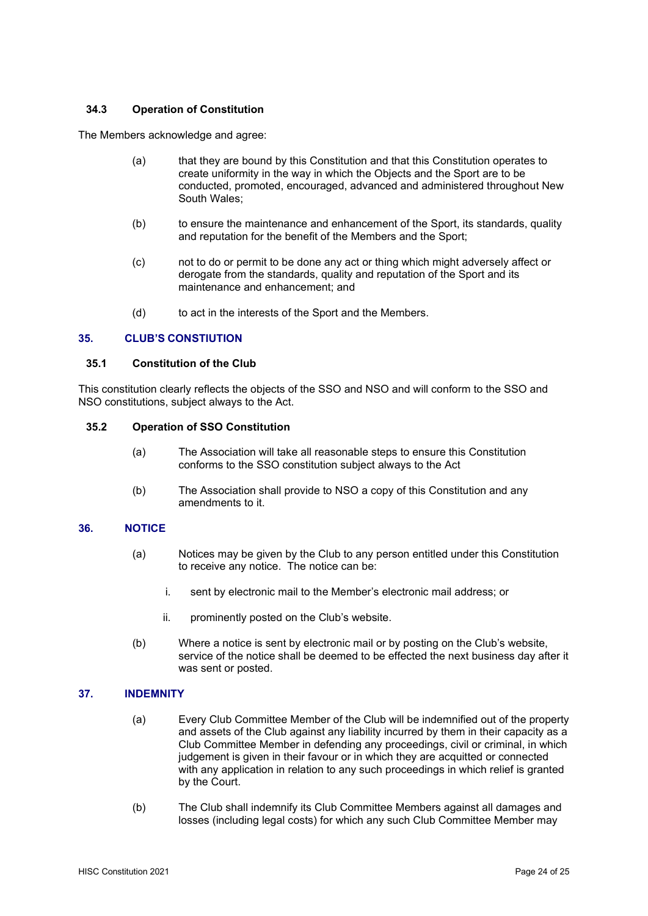### 34.3 Operation of Constitution

The Members acknowledge and agree:

(a) that they are bound by this Constitution and that this Constitution operates to create uniformity in the way in which the Objects and the Sport are to be conducted, promoted, encouraged, advanced and administered throughout New South Wales;

(b) to ensure the maintenance and enhancement of the Sport, its standards, quality and reputation for the benefit of the Members and the Sport;

(c) not to do or permit to be done any act or thing which might adversely affect or derogate from the standards, quality and reputation of the Sport and its maintenance and enhancement; and

(d) to act in the interests of the Sport and the Members.

## 35. CLUB'S CONSTIUTION

### 35.1 Constitution of the Club

This constitution clearly reflects the objects of the SSO and NSO and will conform to the SSO and NSO constitutions, subject always to the Act.

### 35.2 Operation of SSO Constitution

(a) The Association will take all reasonable steps to ensure this Constitution conforms to the SSO constitution subject always to the Act

(b) The Association shall provide to NSO a copy of this Constitution and any amendments to it.

## 36. NOTICE

(a) Notices may be given by the Club to any person entitled under this Constitution to receive any notice. The notice can be:

  i. sent by electronic mail to the Member's electronic mail address; or

  ii. prominently posted on the Club's website.

(b) Where a notice is sent by electronic mail or by posting on the Club's website, service of the notice shall be deemed to be effected the next business day after it was sent or posted.

## 37. INDEMNITY

(a) Every Club Committee Member of the Club will be indemnified out of the property and assets of the Club against any liability incurred by them in their capacity as a Club Committee Member in defending any proceedings, civil or criminal, in which judgement is given in their favour or in which they are acquitted or connected with any application in relation to any such proceedings in which relief is granted by the Court.

(b) The Club shall indemnify its Club Committee Members against all damages and losses (including legal costs) for which any such Club Committee Member may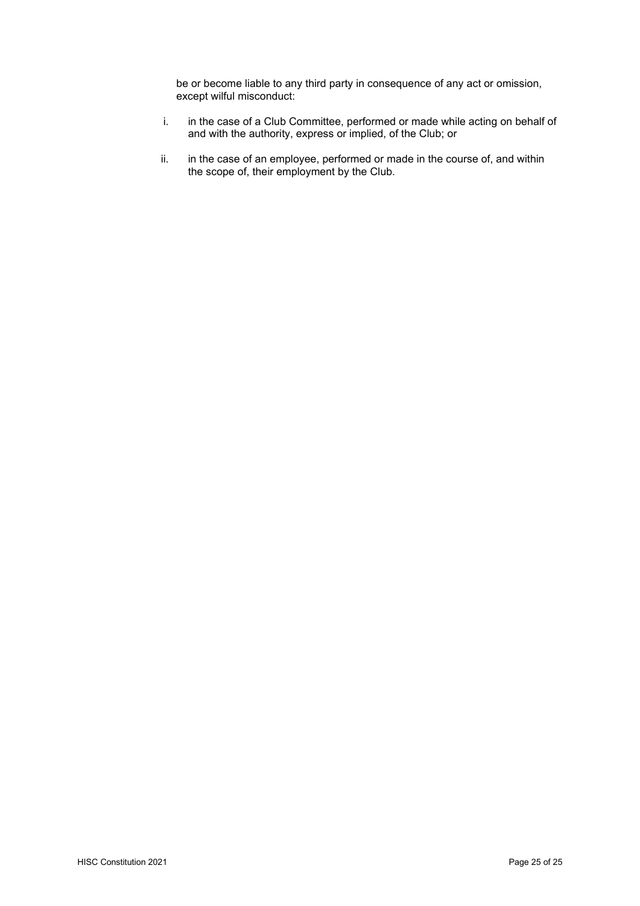be or become liable to any third party in consequence of any act or omission, except wilful misconduct:

i. in the case of a Club Committee, performed or made while acting on behalf of and with the authority, express or implied, of the Club; or

ii. in the case of an employee, performed or made in the course of, and within the scope of, their employment by the Club.